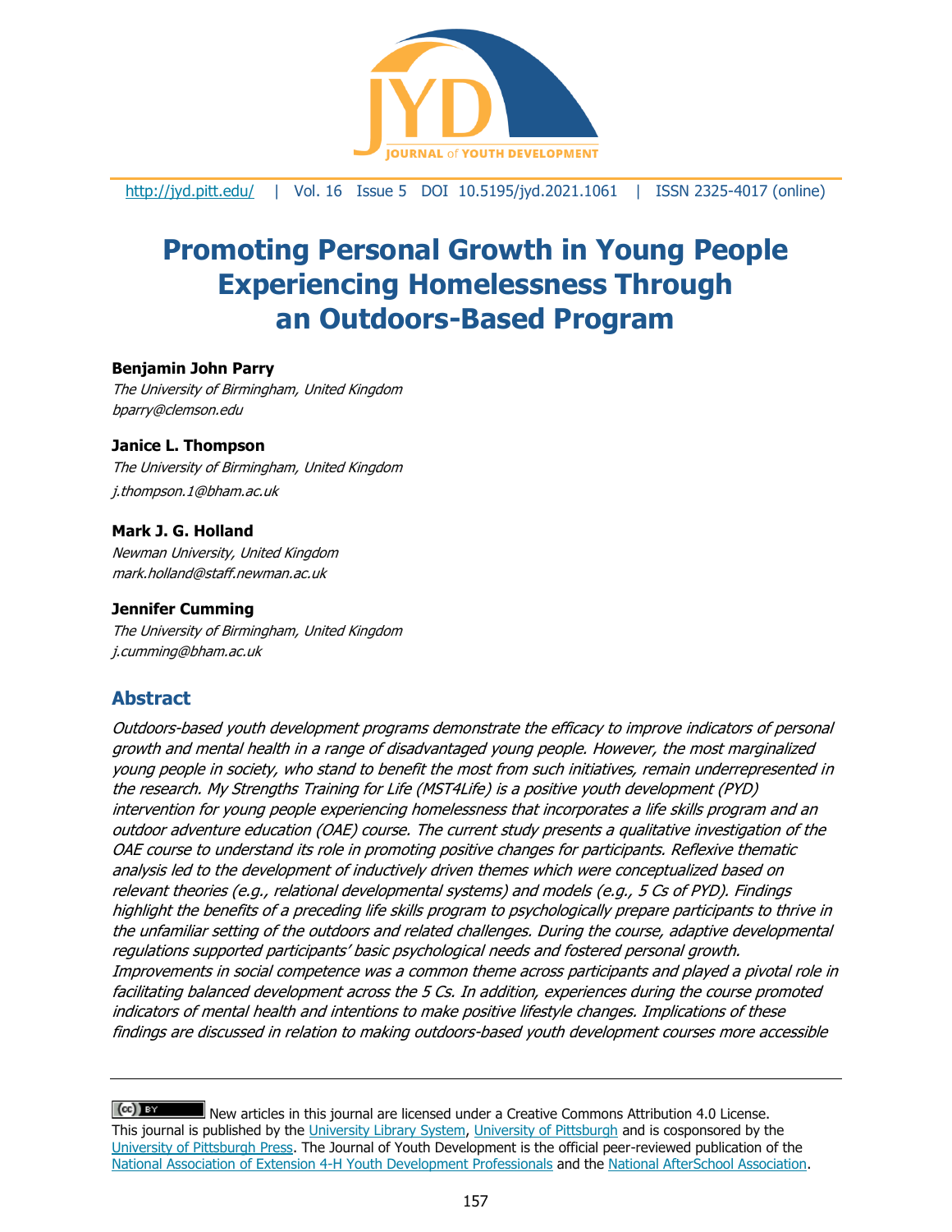# Promoting Personal Growth in Young People Experiencing Homelessness Through an Outdoors-Based Program

**Benjamin John Parry**
*The University of Birmingham, United Kingdom*
*bparry@clemson.edu*

**Janice L. Thompson**
*The University of Birmingham, United Kingdom*
*j.thompson.1@bham.ac.uk*

**Mark J. G. Holland**
*Newman University, United Kingdom*
*mark.holland@staff.newman.ac.uk*

**Jennifer Cumming**
*The University of Birmingham, United Kingdom*
*j.cumming@bham.ac.uk*

## Abstract

*Outdoors-based youth development programs demonstrate the efficacy to improve indicators of personal growth and mental health in a range of disadvantaged young people. However, the most marginalized young people in society, who stand to benefit the most from such initiatives, remain underrepresented in the research. My Strengths Training for Life (MST4Life) is a positive youth development (PYD) intervention for young people experiencing homelessness that incorporates a life skills program and an outdoor adventure education (OAE) course. The current study presents a qualitative investigation of the OAE course to understand its role in promoting positive changes for participants. Reflexive thematic analysis led to the development of inductively driven themes which were conceptualized based on relevant theories (e.g., relational developmental systems) and models (e.g., 5 Cs of PYD). Findings highlight the benefits of a preceding life skills program to psychologically prepare participants to thrive in the unfamiliar setting of the outdoors and related challenges. During the course, adaptive developmental regulations supported participants' basic psychological needs and fostered personal growth. Improvements in social competence was a common theme across participants and played a pivotal role in facilitating balanced development across the 5 Cs. In addition, experiences during the course promoted indicators of mental health and intentions to make positive lifestyle changes. Implications of these findings are discussed in relation to making outdoors-based youth development courses more accessible*

New articles in this journal are licensed under a Creative Commons Attribution 4.0 License.
This journal is published by the University Library System, University of Pittsburgh and is cosponsored by the University of Pittsburgh Press. The Journal of Youth Development is the official peer-reviewed publication of the National Association of Extension 4-H Youth Development Professionals and the National AfterSchool Association.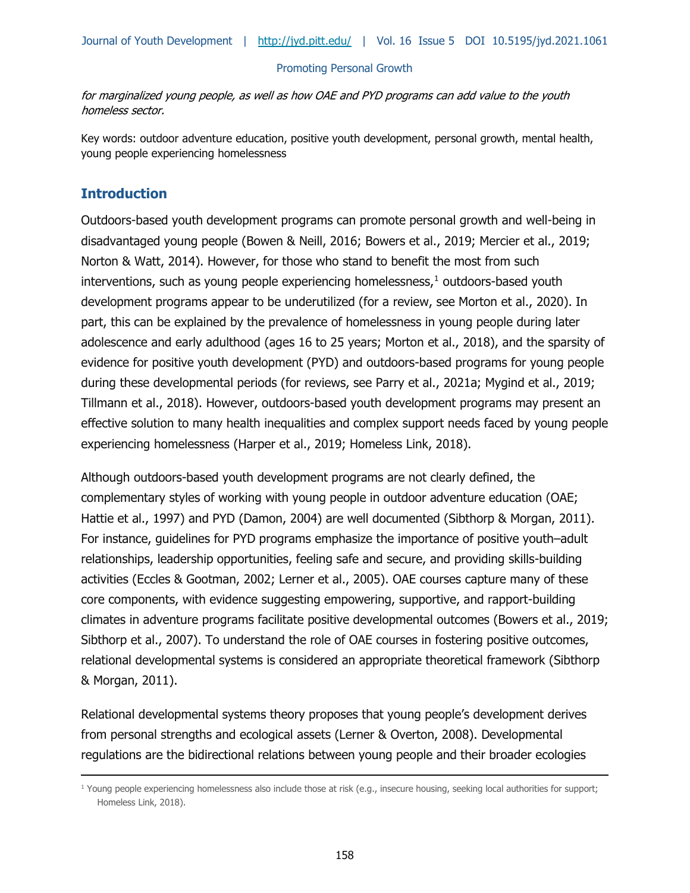*for marginalized young people, as well as how OAE and PYD programs can add value to the youth homeless sector.*

Key words: outdoor adventure education, positive youth development, personal growth, mental health, young people experiencing homelessness

## Introduction

Outdoors-based youth development programs can promote personal growth and well-being in disadvantaged young people (Bowen & Neill, 2016; Bowers et al., 2019; Mercier et al., 2019; Norton & Watt, 2014). However, for those who stand to benefit the most from such interventions, such as young people experiencing homelessness,[1] outdoors-based youth development programs appear to be underutilized (for a review, see Morton et al., 2020). In part, this can be explained by the prevalence of homelessness in young people during later adolescence and early adulthood (ages 16 to 25 years; Morton et al., 2018), and the sparsity of evidence for positive youth development (PYD) and outdoors-based programs for young people during these developmental periods (for reviews, see Parry et al., 2021a; Mygind et al., 2019; Tillmann et al., 2018). However, outdoors-based youth development programs may present an effective solution to many health inequalities and complex support needs faced by young people experiencing homelessness (Harper et al., 2019; Homeless Link, 2018).

Although outdoors-based youth development programs are not clearly defined, the complementary styles of working with young people in outdoor adventure education (OAE; Hattie et al., 1997) and PYD (Damon, 2004) are well documented (Sibthorp & Morgan, 2011). For instance, guidelines for PYD programs emphasize the importance of positive youth–adult relationships, leadership opportunities, feeling safe and secure, and providing skills-building activities (Eccles & Gootman, 2002; Lerner et al., 2005). OAE courses capture many of these core components, with evidence suggesting empowering, supportive, and rapport-building climates in adventure programs facilitate positive developmental outcomes (Bowers et al., 2019; Sibthorp et al., 2007). To understand the role of OAE courses in fostering positive outcomes, relational developmental systems is considered an appropriate theoretical framework (Sibthorp & Morgan, 2011).

Relational developmental systems theory proposes that young people's development derives from personal strengths and ecological assets (Lerner & Overton, 2008). Developmental regulations are the bidirectional relations between young people and their broader ecologies

---

[1] Young people experiencing homelessness also include those at risk (e.g., insecure housing, seeking local authorities for support; Homeless Link, 2018).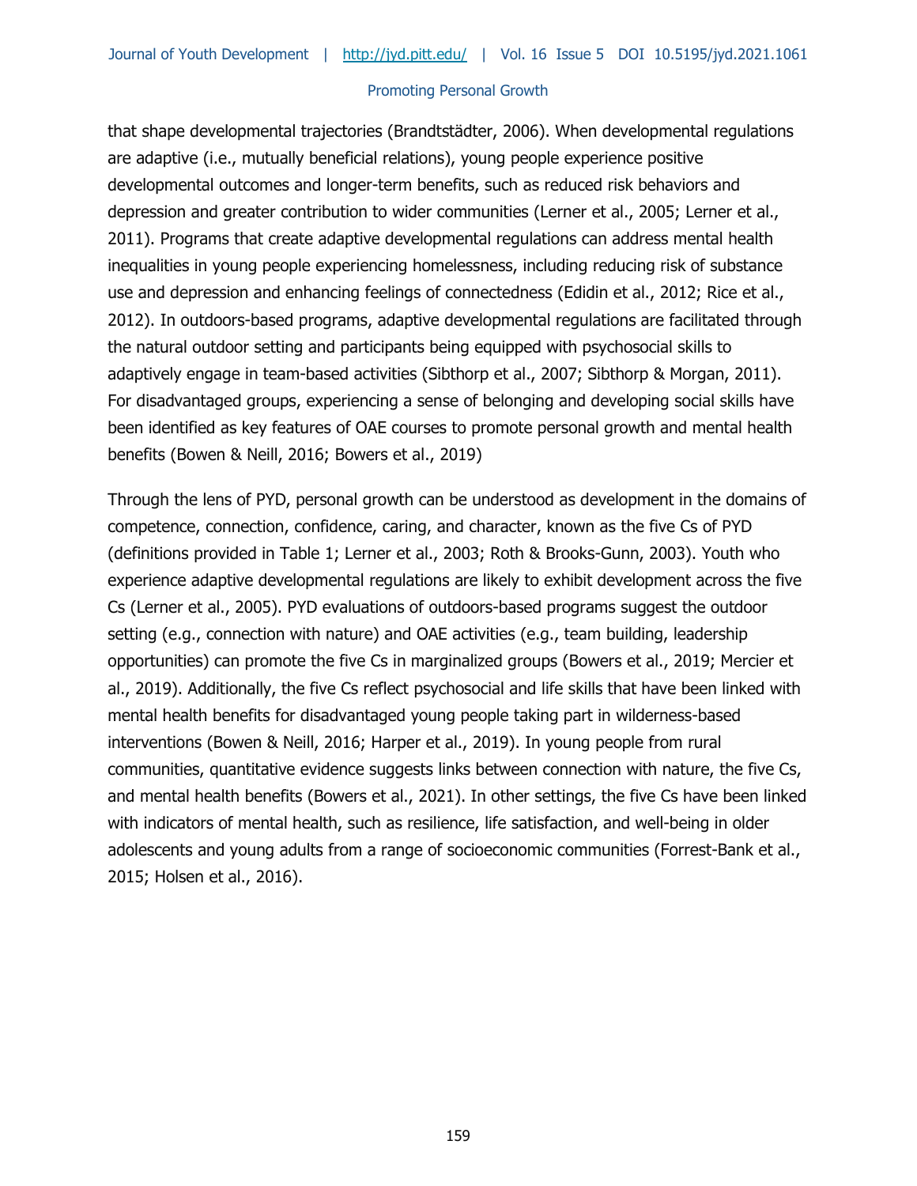that shape developmental trajectories (Brandtstädter, 2006). When developmental regulations are adaptive (i.e., mutually beneficial relations), young people experience positive developmental outcomes and longer-term benefits, such as reduced risk behaviors and depression and greater contribution to wider communities (Lerner et al., 2005; Lerner et al., 2011). Programs that create adaptive developmental regulations can address mental health inequalities in young people experiencing homelessness, including reducing risk of substance use and depression and enhancing feelings of connectedness (Edidin et al., 2012; Rice et al., 2012). In outdoors-based programs, adaptive developmental regulations are facilitated through the natural outdoor setting and participants being equipped with psychosocial skills to adaptively engage in team-based activities (Sibthorp et al., 2007; Sibthorp & Morgan, 2011). For disadvantaged groups, experiencing a sense of belonging and developing social skills have been identified as key features of OAE courses to promote personal growth and mental health benefits (Bowen & Neill, 2016; Bowers et al., 2019)

Through the lens of PYD, personal growth can be understood as development in the domains of competence, connection, confidence, caring, and character, known as the five Cs of PYD (definitions provided in Table 1; Lerner et al., 2003; Roth & Brooks-Gunn, 2003). Youth who experience adaptive developmental regulations are likely to exhibit development across the five Cs (Lerner et al., 2005). PYD evaluations of outdoors-based programs suggest the outdoor setting (e.g., connection with nature) and OAE activities (e.g., team building, leadership opportunities) can promote the five Cs in marginalized groups (Bowers et al., 2019; Mercier et al., 2019). Additionally, the five Cs reflect psychosocial and life skills that have been linked with mental health benefits for disadvantaged young people taking part in wilderness-based interventions (Bowen & Neill, 2016; Harper et al., 2019). In young people from rural communities, quantitative evidence suggests links between connection with nature, the five Cs, and mental health benefits (Bowers et al., 2021). In other settings, the five Cs have been linked with indicators of mental health, such as resilience, life satisfaction, and well-being in older adolescents and young adults from a range of socioeconomic communities (Forrest-Bank et al., 2015; Holsen et al., 2016).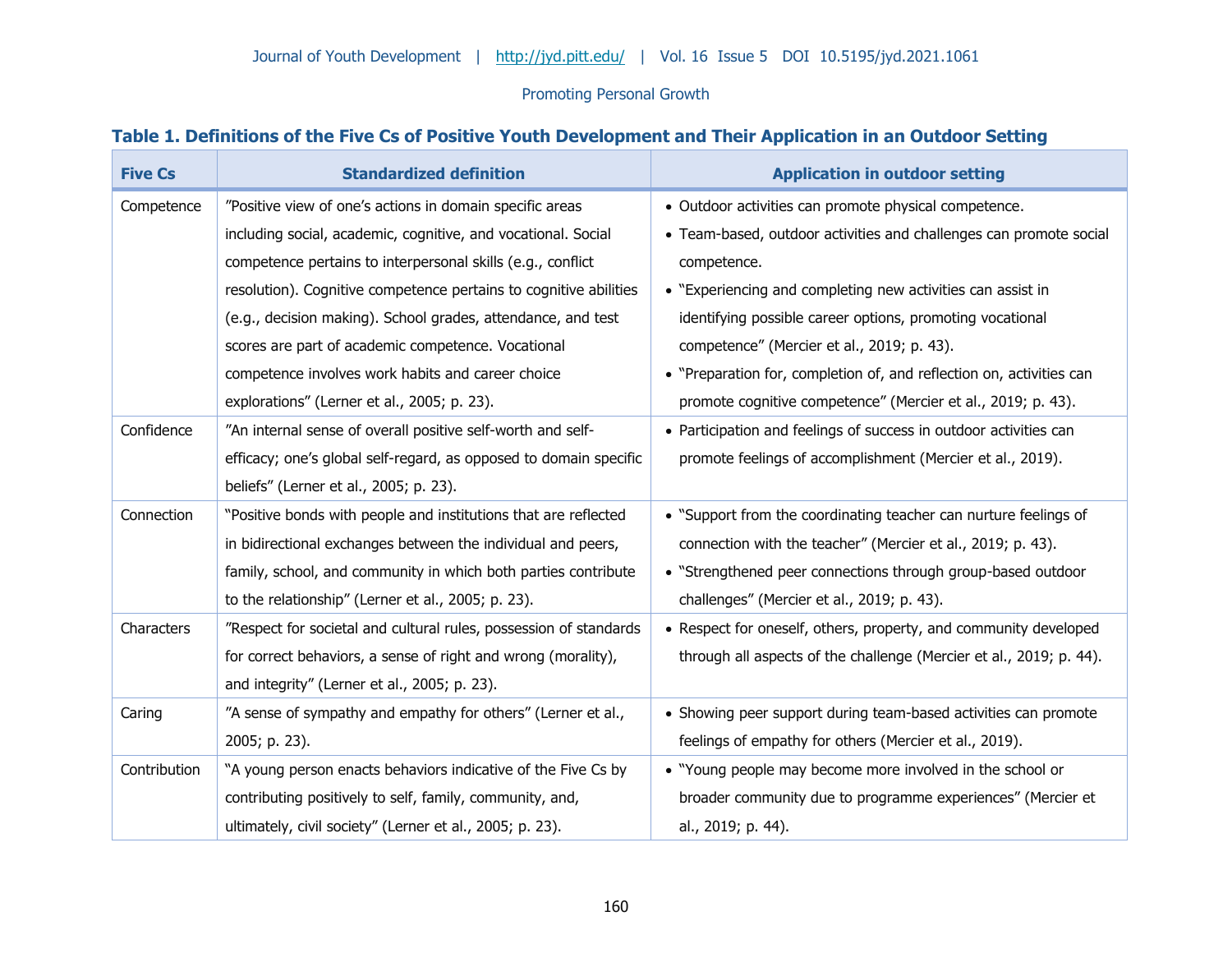**Table 1. Definitions of the Five Cs of Positive Youth Development and Their Application in an Outdoor Setting**

| Five Cs | Standardized definition | Application in outdoor setting |
|---|---|---|
| Competence | "Positive view of one's actions in domain specific areas including social, academic, cognitive, and vocational. Social competence pertains to interpersonal skills (e.g., conflict resolution). Cognitive competence pertains to cognitive abilities (e.g., decision making). School grades, attendance, and test scores are part of academic competence. Vocational competence involves work habits and career choice explorations" (Lerner et al., 2005; p. 23). | • Outdoor activities can promote physical competence. • Team-based, outdoor activities and challenges can promote social competence. • "Experiencing and completing new activities can assist in identifying possible career options, promoting vocational competence" (Mercier et al., 2019; p. 43). • "Preparation for, completion of, and reflection on, activities can promote cognitive competence" (Mercier et al., 2019; p. 43). |
| Confidence | "An internal sense of overall positive self-worth and self-efficacy; one's global self-regard, as opposed to domain specific beliefs" (Lerner et al., 2005; p. 23). | • Participation and feelings of success in outdoor activities can promote feelings of accomplishment (Mercier et al., 2019). |
| Connection | "Positive bonds with people and institutions that are reflected in bidirectional exchanges between the individual and peers, family, school, and community in which both parties contribute to the relationship" (Lerner et al., 2005; p. 23). | • "Support from the coordinating teacher can nurture feelings of connection with the teacher" (Mercier et al., 2019; p. 43). • "Strengthened peer connections through group-based outdoor challenges" (Mercier et al., 2019; p. 43). |
| Characters | "Respect for societal and cultural rules, possession of standards for correct behaviors, a sense of right and wrong (morality), and integrity" (Lerner et al., 2005; p. 23). | • Respect for oneself, others, property, and community developed through all aspects of the challenge (Mercier et al., 2019; p. 44). |
| Caring | "A sense of sympathy and empathy for others" (Lerner et al., 2005; p. 23). | • Showing peer support during team-based activities can promote feelings of empathy for others (Mercier et al., 2019). |
| Contribution | "A young person enacts behaviors indicative of the Five Cs by contributing positively to self, family, community, and, ultimately, civil society" (Lerner et al., 2005; p. 23). | • "Young people may become more involved in the school or broader community due to programme experiences" (Mercier et al., 2019; p. 44). |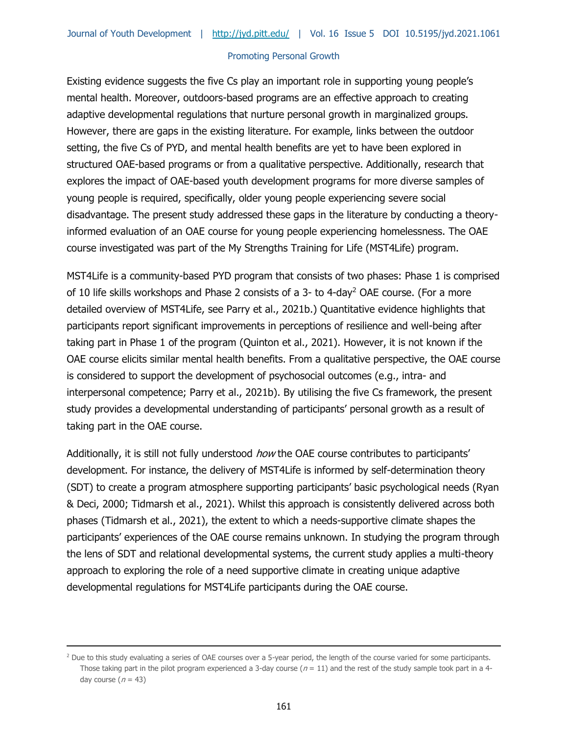Existing evidence suggests the five Cs play an important role in supporting young people's mental health. Moreover, outdoors-based programs are an effective approach to creating adaptive developmental regulations that nurture personal growth in marginalized groups. However, there are gaps in the existing literature. For example, links between the outdoor setting, the five Cs of PYD, and mental health benefits are yet to have been explored in structured OAE-based programs or from a qualitative perspective. Additionally, research that explores the impact of OAE-based youth development programs for more diverse samples of young people is required, specifically, older young people experiencing severe social disadvantage. The present study addressed these gaps in the literature by conducting a theory-informed evaluation of an OAE course for young people experiencing homelessness. The OAE course investigated was part of the My Strengths Training for Life (MST4Life) program.

MST4Life is a community-based PYD program that consists of two phases: Phase 1 is comprised of 10 life skills workshops and Phase 2 consists of a 3- to 4-day[2] OAE course. (For a more detailed overview of MST4Life, see Parry et al., 2021b.) Quantitative evidence highlights that participants report significant improvements in perceptions of resilience and well-being after taking part in Phase 1 of the program (Quinton et al., 2021). However, it is not known if the OAE course elicits similar mental health benefits. From a qualitative perspective, the OAE course is considered to support the development of psychosocial outcomes (e.g., intra- and interpersonal competence; Parry et al., 2021b). By utilising the five Cs framework, the present study provides a developmental understanding of participants' personal growth as a result of taking part in the OAE course.

Additionally, it is still not fully understood *how* the OAE course contributes to participants' development. For instance, the delivery of MST4Life is informed by self-determination theory (SDT) to create a program atmosphere supporting participants' basic psychological needs (Ryan & Deci, 2000; Tidmarsh et al., 2021). Whilst this approach is consistently delivered across both phases (Tidmarsh et al., 2021), the extent to which a needs-supportive climate shapes the participants' experiences of the OAE course remains unknown. In studying the program through the lens of SDT and relational developmental systems, the current study applies a multi-theory approach to exploring the role of a need supportive climate in creating unique adaptive developmental regulations for MST4Life participants during the OAE course.

---

[2] Due to this study evaluating a series of OAE courses over a 5-year period, the length of the course varied for some participants. Those taking part in the pilot program experienced a 3-day course ($n$ = 11) and the rest of the study sample took part in a 4-day course ($n$ = 43)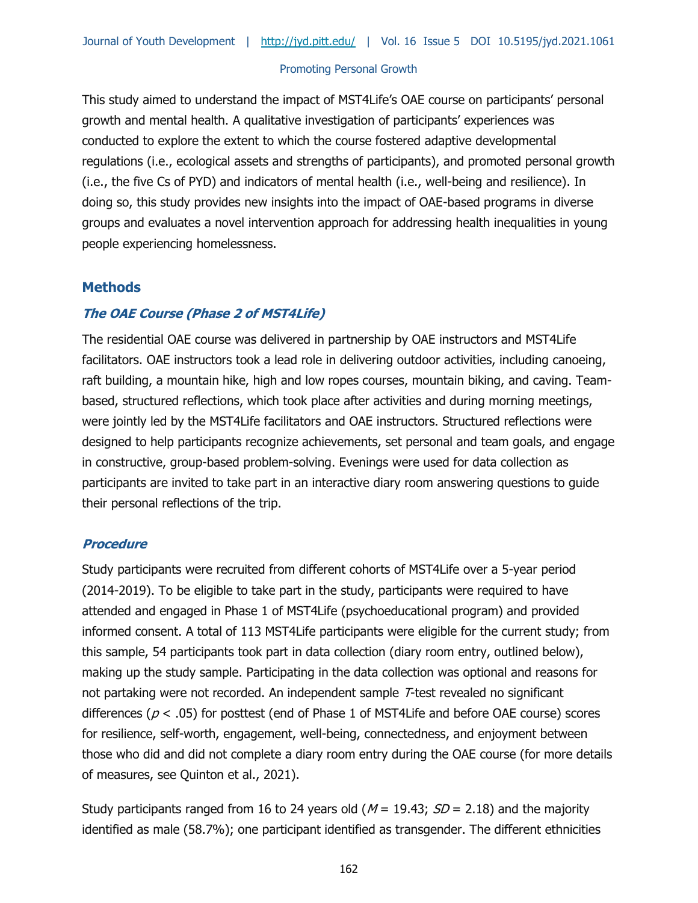This study aimed to understand the impact of MST4Life's OAE course on participants' personal growth and mental health. A qualitative investigation of participants' experiences was conducted to explore the extent to which the course fostered adaptive developmental regulations (i.e., ecological assets and strengths of participants), and promoted personal growth (i.e., the five Cs of PYD) and indicators of mental health (i.e., well-being and resilience). In doing so, this study provides new insights into the impact of OAE-based programs in diverse groups and evaluates a novel intervention approach for addressing health inequalities in young people experiencing homelessness.

## Methods

### *The OAE Course (Phase 2 of MST4Life)*

The residential OAE course was delivered in partnership by OAE instructors and MST4Life facilitators. OAE instructors took a lead role in delivering outdoor activities, including canoeing, raft building, a mountain hike, high and low ropes courses, mountain biking, and caving. Team-based, structured reflections, which took place after activities and during morning meetings, were jointly led by the MST4Life facilitators and OAE instructors. Structured reflections were designed to help participants recognize achievements, set personal and team goals, and engage in constructive, group-based problem-solving. Evenings were used for data collection as participants are invited to take part in an interactive diary room answering questions to guide their personal reflections of the trip.

### *Procedure*

Study participants were recruited from different cohorts of MST4Life over a 5-year period (2014-2019). To be eligible to take part in the study, participants were required to have attended and engaged in Phase 1 of MST4Life (psychoeducational program) and provided informed consent. A total of 113 MST4Life participants were eligible for the current study; from this sample, 54 participants took part in data collection (diary room entry, outlined below), making up the study sample. Participating in the data collection was optional and reasons for not partaking were not recorded. An independent sample *T*-test revealed no significant differences ($p < .05$) for posttest (end of Phase 1 of MST4Life and before OAE course) scores for resilience, self-worth, engagement, well-being, connectedness, and enjoyment between those who did and did not complete a diary room entry during the OAE course (for more details of measures, see Quinton et al., 2021).

Study participants ranged from 16 to 24 years old ($M = 19.43$; $SD = 2.18$) and the majority identified as male (58.7%); one participant identified as transgender. The different ethnicities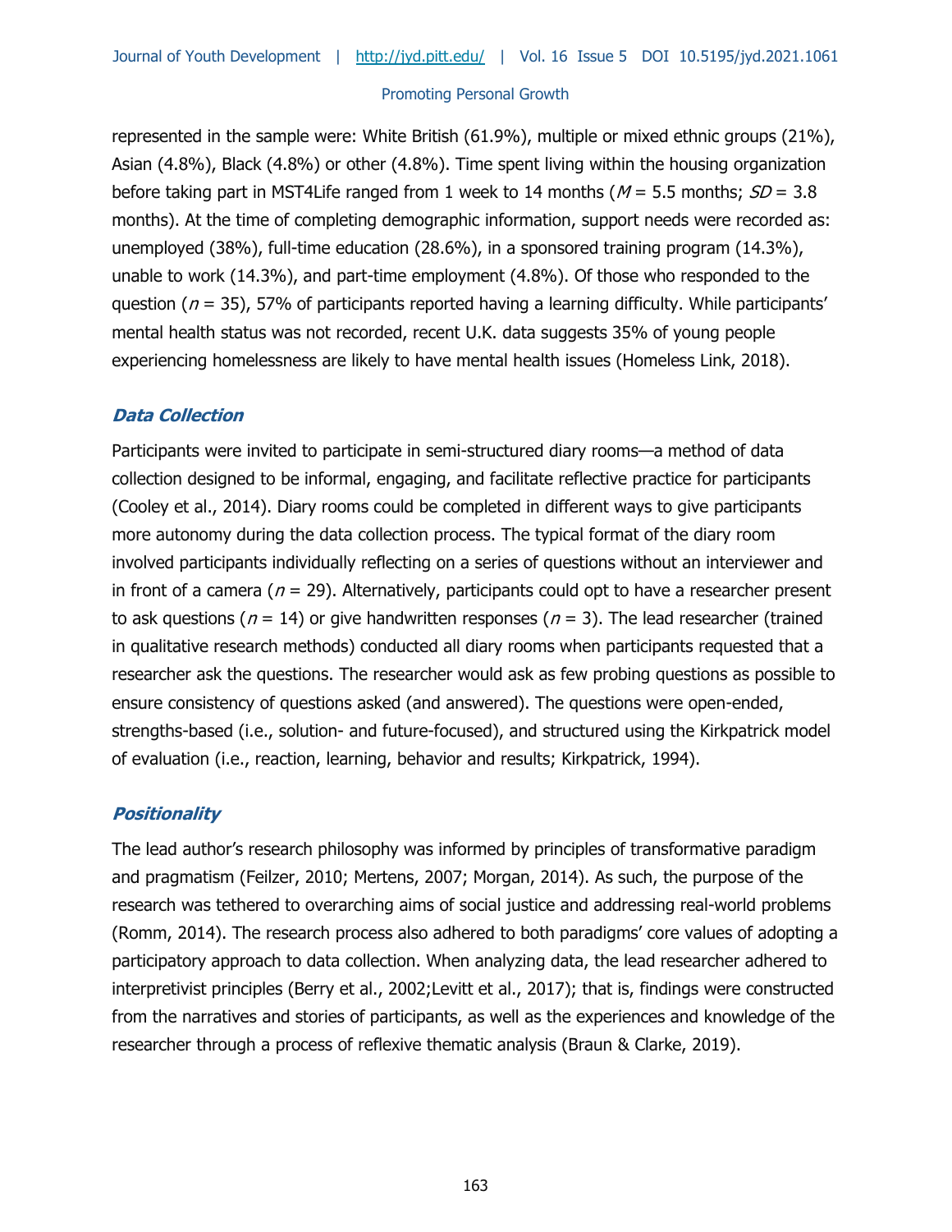represented in the sample were: White British (61.9%), multiple or mixed ethnic groups (21%), Asian (4.8%), Black (4.8%) or other (4.8%). Time spent living within the housing organization before taking part in MST4Life ranged from 1 week to 14 months ($M$ = 5.5 months; $SD$ = 3.8 months). At the time of completing demographic information, support needs were recorded as: unemployed (38%), full-time education (28.6%), in a sponsored training program (14.3%), unable to work (14.3%), and part-time employment (4.8%). Of those who responded to the question ($n$ = 35), 57% of participants reported having a learning difficulty. While participants' mental health status was not recorded, recent U.K. data suggests 35% of young people experiencing homelessness are likely to have mental health issues (Homeless Link, 2018).

### *Data Collection*

Participants were invited to participate in semi-structured diary rooms—a method of data collection designed to be informal, engaging, and facilitate reflective practice for participants (Cooley et al., 2014). Diary rooms could be completed in different ways to give participants more autonomy during the data collection process. The typical format of the diary room involved participants individually reflecting on a series of questions without an interviewer and in front of a camera ($n$ = 29). Alternatively, participants could opt to have a researcher present to ask questions ($n$ = 14) or give handwritten responses ($n$ = 3). The lead researcher (trained in qualitative research methods) conducted all diary rooms when participants requested that a researcher ask the questions. The researcher would ask as few probing questions as possible to ensure consistency of questions asked (and answered). The questions were open-ended, strengths-based (i.e., solution- and future-focused), and structured using the Kirkpatrick model of evaluation (i.e., reaction, learning, behavior and results; Kirkpatrick, 1994).

### *Positionality*

The lead author's research philosophy was informed by principles of transformative paradigm and pragmatism (Feilzer, 2010; Mertens, 2007; Morgan, 2014). As such, the purpose of the research was tethered to overarching aims of social justice and addressing real-world problems (Romm, 2014). The research process also adhered to both paradigms' core values of adopting a participatory approach to data collection. When analyzing data, the lead researcher adhered to interpretivist principles (Berry et al., 2002;Levitt et al., 2017); that is, findings were constructed from the narratives and stories of participants, as well as the experiences and knowledge of the researcher through a process of reflexive thematic analysis (Braun & Clarke, 2019).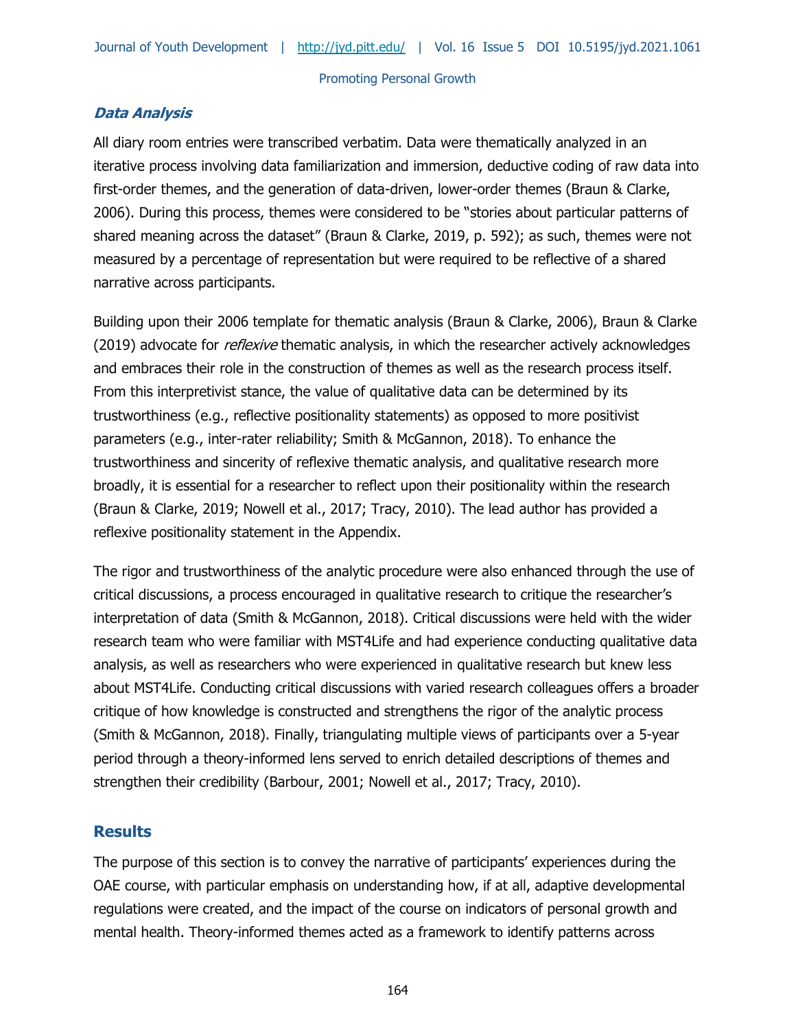### *Data Analysis*

All diary room entries were transcribed verbatim. Data were thematically analyzed in an iterative process involving data familiarization and immersion, deductive coding of raw data into first-order themes, and the generation of data-driven, lower-order themes (Braun & Clarke, 2006). During this process, themes were considered to be "stories about particular patterns of shared meaning across the dataset" (Braun & Clarke, 2019, p. 592); as such, themes were not measured by a percentage of representation but were required to be reflective of a shared narrative across participants.

Building upon their 2006 template for thematic analysis (Braun & Clarke, 2006), Braun & Clarke (2019) advocate for *reflexive* thematic analysis, in which the researcher actively acknowledges and embraces their role in the construction of themes as well as the research process itself. From this interpretivist stance, the value of qualitative data can be determined by its trustworthiness (e.g., reflective positionality statements) as opposed to more positivist parameters (e.g., inter-rater reliability; Smith & McGannon, 2018). To enhance the trustworthiness and sincerity of reflexive thematic analysis, and qualitative research more broadly, it is essential for a researcher to reflect upon their positionality within the research (Braun & Clarke, 2019; Nowell et al., 2017; Tracy, 2010). The lead author has provided a reflexive positionality statement in the Appendix.

The rigor and trustworthiness of the analytic procedure were also enhanced through the use of critical discussions, a process encouraged in qualitative research to critique the researcher's interpretation of data (Smith & McGannon, 2018). Critical discussions were held with the wider research team who were familiar with MST4Life and had experience conducting qualitative data analysis, as well as researchers who were experienced in qualitative research but knew less about MST4Life. Conducting critical discussions with varied research colleagues offers a broader critique of how knowledge is constructed and strengthens the rigor of the analytic process (Smith & McGannon, 2018). Finally, triangulating multiple views of participants over a 5-year period through a theory-informed lens served to enrich detailed descriptions of themes and strengthen their credibility (Barbour, 2001; Nowell et al., 2017; Tracy, 2010).

## Results

The purpose of this section is to convey the narrative of participants' experiences during the OAE course, with particular emphasis on understanding how, if at all, adaptive developmental regulations were created, and the impact of the course on indicators of personal growth and mental health. Theory-informed themes acted as a framework to identify patterns across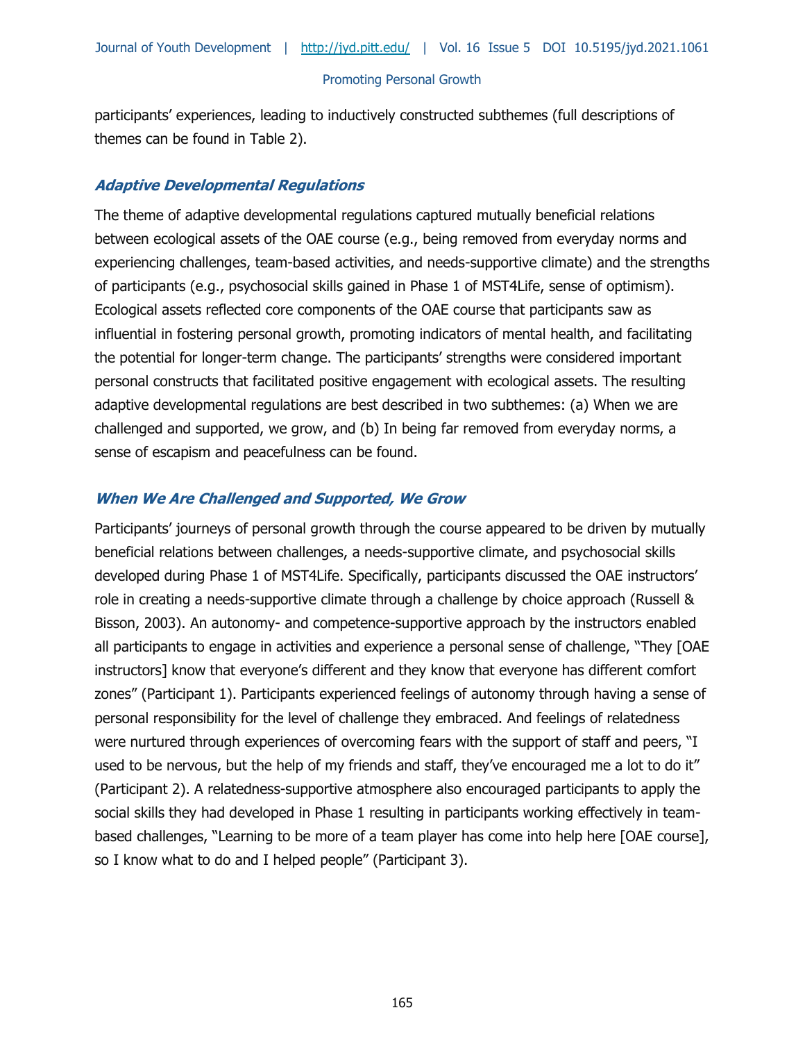participants' experiences, leading to inductively constructed subthemes (full descriptions of themes can be found in Table 2).

### *Adaptive Developmental Regulations*

The theme of adaptive developmental regulations captured mutually beneficial relations between ecological assets of the OAE course (e.g., being removed from everyday norms and experiencing challenges, team-based activities, and needs-supportive climate) and the strengths of participants (e.g., psychosocial skills gained in Phase 1 of MST4Life, sense of optimism). Ecological assets reflected core components of the OAE course that participants saw as influential in fostering personal growth, promoting indicators of mental health, and facilitating the potential for longer-term change. The participants' strengths were considered important personal constructs that facilitated positive engagement with ecological assets. The resulting adaptive developmental regulations are best described in two subthemes: (a) When we are challenged and supported, we grow, and (b) In being far removed from everyday norms, a sense of escapism and peacefulness can be found.

### *When We Are Challenged and Supported, We Grow*

Participants' journeys of personal growth through the course appeared to be driven by mutually beneficial relations between challenges, a needs-supportive climate, and psychosocial skills developed during Phase 1 of MST4Life. Specifically, participants discussed the OAE instructors' role in creating a needs-supportive climate through a challenge by choice approach (Russell & Bisson, 2003). An autonomy- and competence-supportive approach by the instructors enabled all participants to engage in activities and experience a personal sense of challenge, "They [OAE instructors] know that everyone's different and they know that everyone has different comfort zones" (Participant 1). Participants experienced feelings of autonomy through having a sense of personal responsibility for the level of challenge they embraced. And feelings of relatedness were nurtured through experiences of overcoming fears with the support of staff and peers, "I used to be nervous, but the help of my friends and staff, they've encouraged me a lot to do it" (Participant 2). A relatedness-supportive atmosphere also encouraged participants to apply the social skills they had developed in Phase 1 resulting in participants working effectively in team-based challenges, "Learning to be more of a team player has come into help here [OAE course], so I know what to do and I helped people" (Participant 3).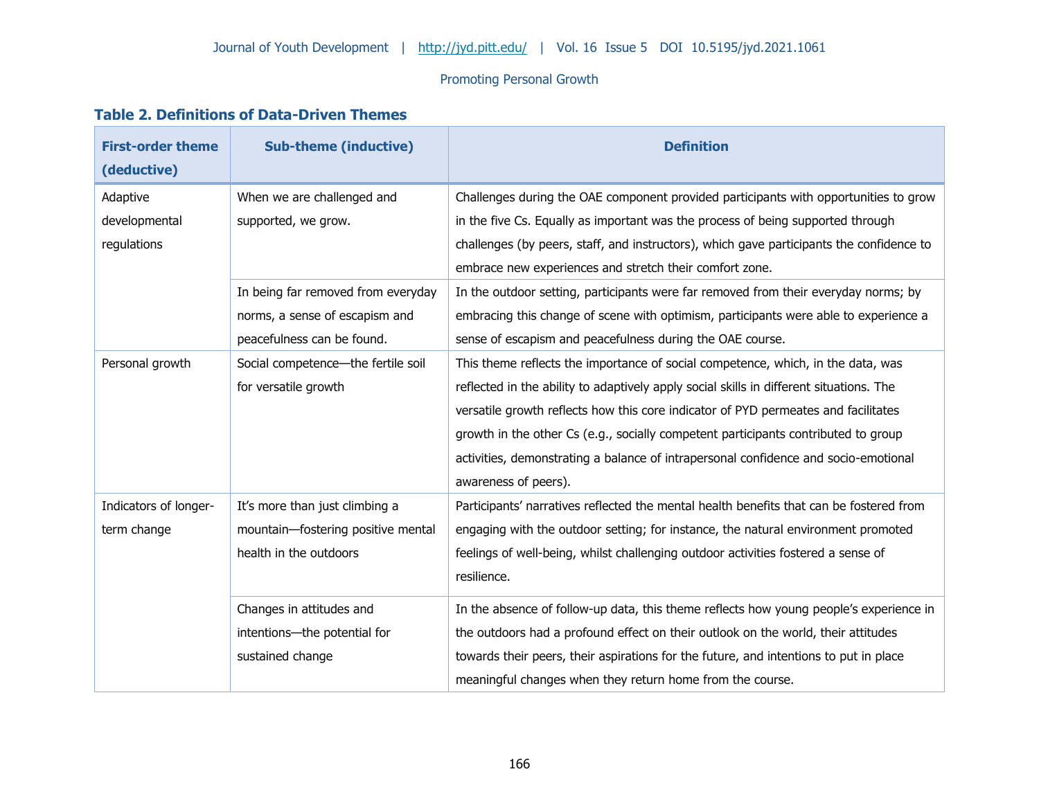**Table 2. Definitions of Data-Driven Themes**

| First-order theme (deductive) | Sub-theme (inductive) | Definition |
|---|---|---|
| Adaptive developmental regulations | When we are challenged and supported, we grow. | Challenges during the OAE component provided participants with opportunities to grow in the five Cs. Equally as important was the process of being supported through challenges (by peers, staff, and instructors), which gave participants the confidence to embrace new experiences and stretch their comfort zone. |
| | In being far removed from everyday norms, a sense of escapism and peacefulness can be found. | In the outdoor setting, participants were far removed from their everyday norms; by embracing this change of scene with optimism, participants were able to experience a sense of escapism and peacefulness during the OAE course. |
| Personal growth | Social competence—the fertile soil for versatile growth | This theme reflects the importance of social competence, which, in the data, was reflected in the ability to adaptively apply social skills in different situations. The versatile growth reflects how this core indicator of PYD permeates and facilitates growth in the other Cs (e.g., socially competent participants contributed to group activities, demonstrating a balance of intrapersonal confidence and socio-emotional awareness of peers). |
| Indicators of longer-term change | It's more than just climbing a mountain—fostering positive mental health in the outdoors | Participants' narratives reflected the mental health benefits that can be fostered from engaging with the outdoor setting; for instance, the natural environment promoted feelings of well-being, whilst challenging outdoor activities fostered a sense of resilience. |
| | Changes in attitudes and intentions—the potential for sustained change | In the absence of follow-up data, this theme reflects how young people's experience in the outdoors had a profound effect on their outlook on the world, their attitudes towards their peers, their aspirations for the future, and intentions to put in place meaningful changes when they return home from the course. |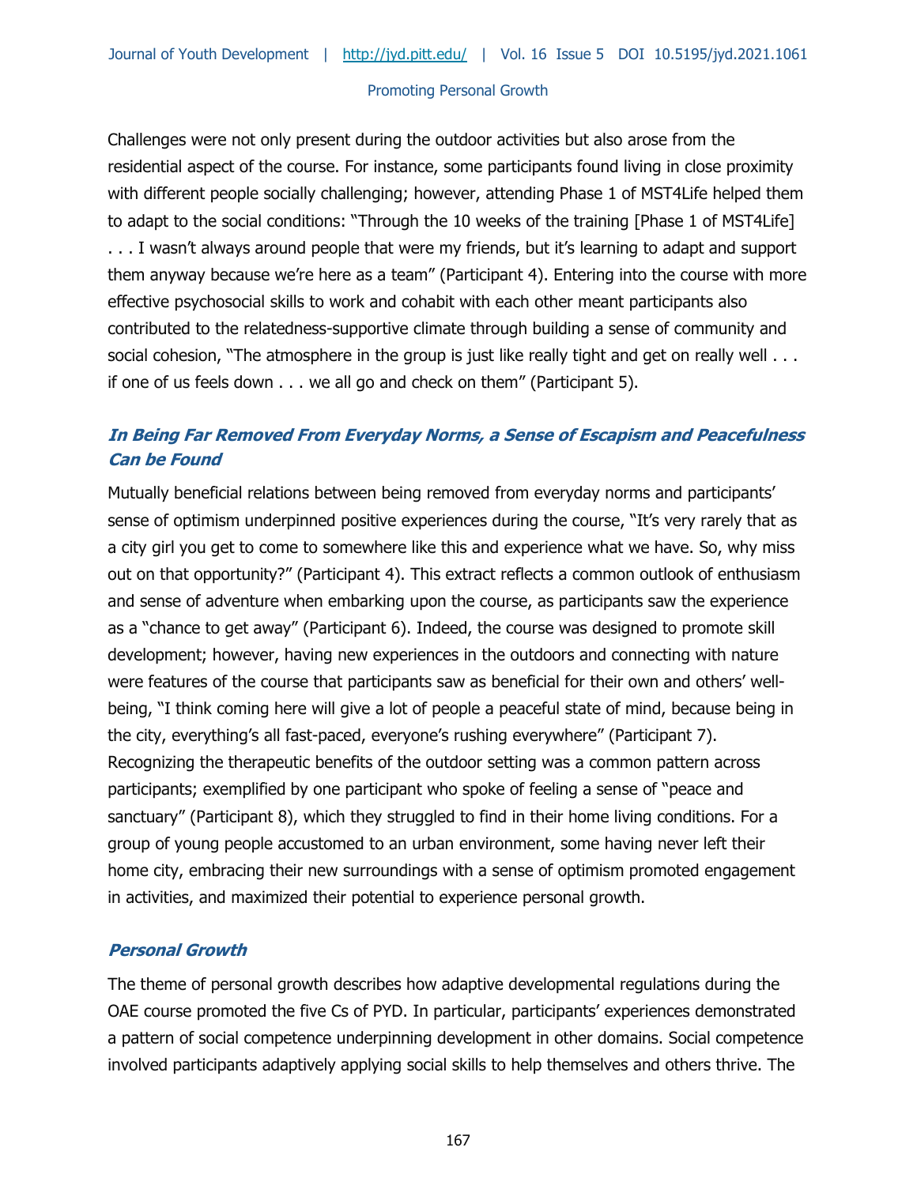Challenges were not only present during the outdoor activities but also arose from the residential aspect of the course. For instance, some participants found living in close proximity with different people socially challenging; however, attending Phase 1 of MST4Life helped them to adapt to the social conditions: "Through the 10 weeks of the training [Phase 1 of MST4Life] . . . I wasn't always around people that were my friends, but it's learning to adapt and support them anyway because we're here as a team" (Participant 4). Entering into the course with more effective psychosocial skills to work and cohabit with each other meant participants also contributed to the relatedness-supportive climate through building a sense of community and social cohesion, "The atmosphere in the group is just like really tight and get on really well . . . if one of us feels down . . . we all go and check on them" (Participant 5).

### *In Being Far Removed From Everyday Norms, a Sense of Escapism and Peacefulness Can be Found*

Mutually beneficial relations between being removed from everyday norms and participants' sense of optimism underpinned positive experiences during the course, "It's very rarely that as a city girl you get to come to somewhere like this and experience what we have. So, why miss out on that opportunity?" (Participant 4). This extract reflects a common outlook of enthusiasm and sense of adventure when embarking upon the course, as participants saw the experience as a "chance to get away" (Participant 6). Indeed, the course was designed to promote skill development; however, having new experiences in the outdoors and connecting with nature were features of the course that participants saw as beneficial for their own and others' well-being, "I think coming here will give a lot of people a peaceful state of mind, because being in the city, everything's all fast-paced, everyone's rushing everywhere" (Participant 7). Recognizing the therapeutic benefits of the outdoor setting was a common pattern across participants; exemplified by one participant who spoke of feeling a sense of "peace and sanctuary" (Participant 8), which they struggled to find in their home living conditions. For a group of young people accustomed to an urban environment, some having never left their home city, embracing their new surroundings with a sense of optimism promoted engagement in activities, and maximized their potential to experience personal growth.

### *Personal Growth*

The theme of personal growth describes how adaptive developmental regulations during the OAE course promoted the five Cs of PYD. In particular, participants' experiences demonstrated a pattern of social competence underpinning development in other domains. Social competence involved participants adaptively applying social skills to help themselves and others thrive. The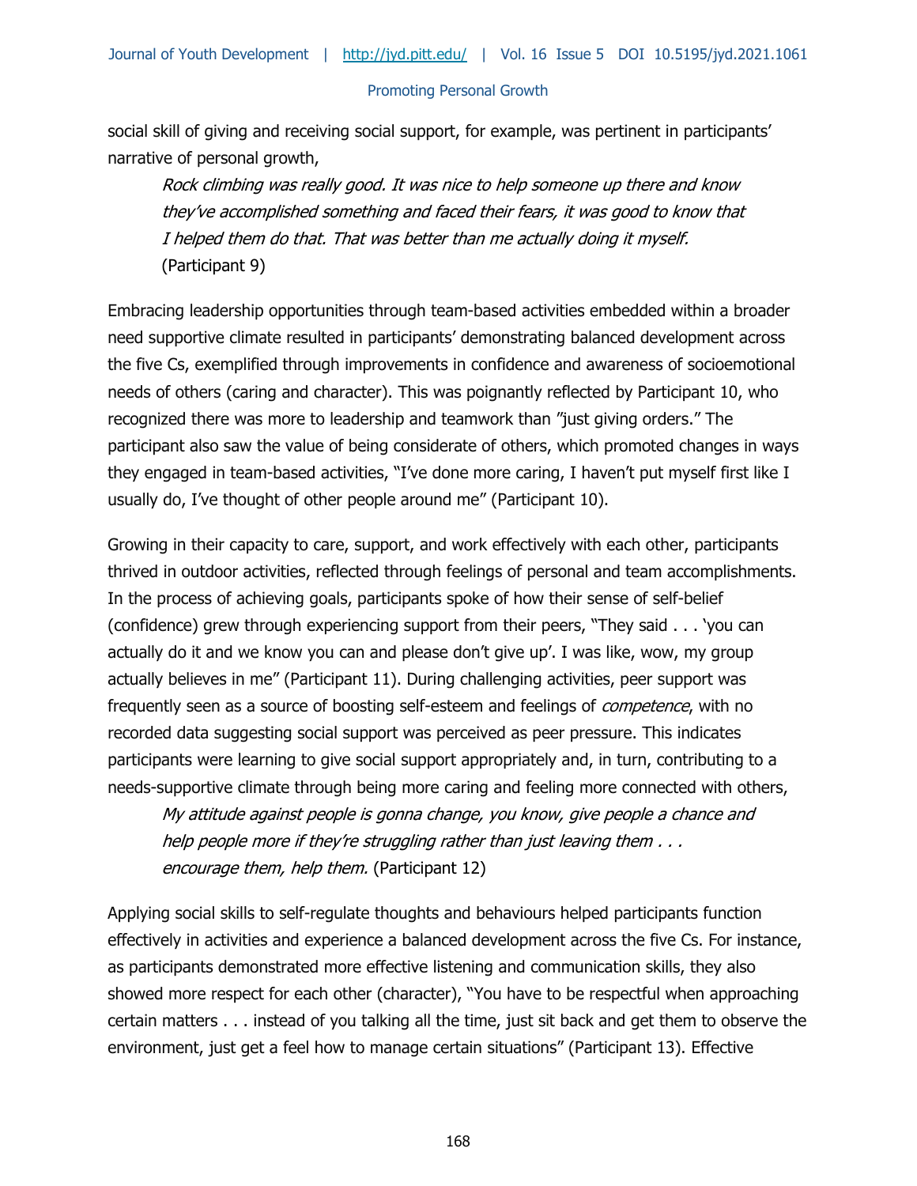social skill of giving and receiving social support, for example, was pertinent in participants' narrative of personal growth,

> *Rock climbing was really good. It was nice to help someone up there and know they've accomplished something and faced their fears, it was good to know that I helped them do that. That was better than me actually doing it myself.* (Participant 9)

Embracing leadership opportunities through team-based activities embedded within a broader need supportive climate resulted in participants' demonstrating balanced development across the five Cs, exemplified through improvements in confidence and awareness of socioemotional needs of others (caring and character). This was poignantly reflected by Participant 10, who recognized there was more to leadership and teamwork than "just giving orders." The participant also saw the value of being considerate of others, which promoted changes in ways they engaged in team-based activities, "I've done more caring, I haven't put myself first like I usually do, I've thought of other people around me" (Participant 10).

Growing in their capacity to care, support, and work effectively with each other, participants thrived in outdoor activities, reflected through feelings of personal and team accomplishments. In the process of achieving goals, participants spoke of how their sense of self-belief (confidence) grew through experiencing support from their peers, "They said . . . 'you can actually do it and we know you can and please don't give up'. I was like, wow, my group actually believes in me" (Participant 11). During challenging activities, peer support was frequently seen as a source of boosting self-esteem and feelings of *competence*, with no recorded data suggesting social support was perceived as peer pressure. This indicates participants were learning to give social support appropriately and, in turn, contributing to a needs-supportive climate through being more caring and feeling more connected with others,

> *My attitude against people is gonna change, you know, give people a chance and help people more if they're struggling rather than just leaving them . . . encourage them, help them.* (Participant 12)

Applying social skills to self-regulate thoughts and behaviours helped participants function effectively in activities and experience a balanced development across the five Cs. For instance, as participants demonstrated more effective listening and communication skills, they also showed more respect for each other (character), "You have to be respectful when approaching certain matters . . . instead of you talking all the time, just sit back and get them to observe the environment, just get a feel how to manage certain situations" (Participant 13). Effective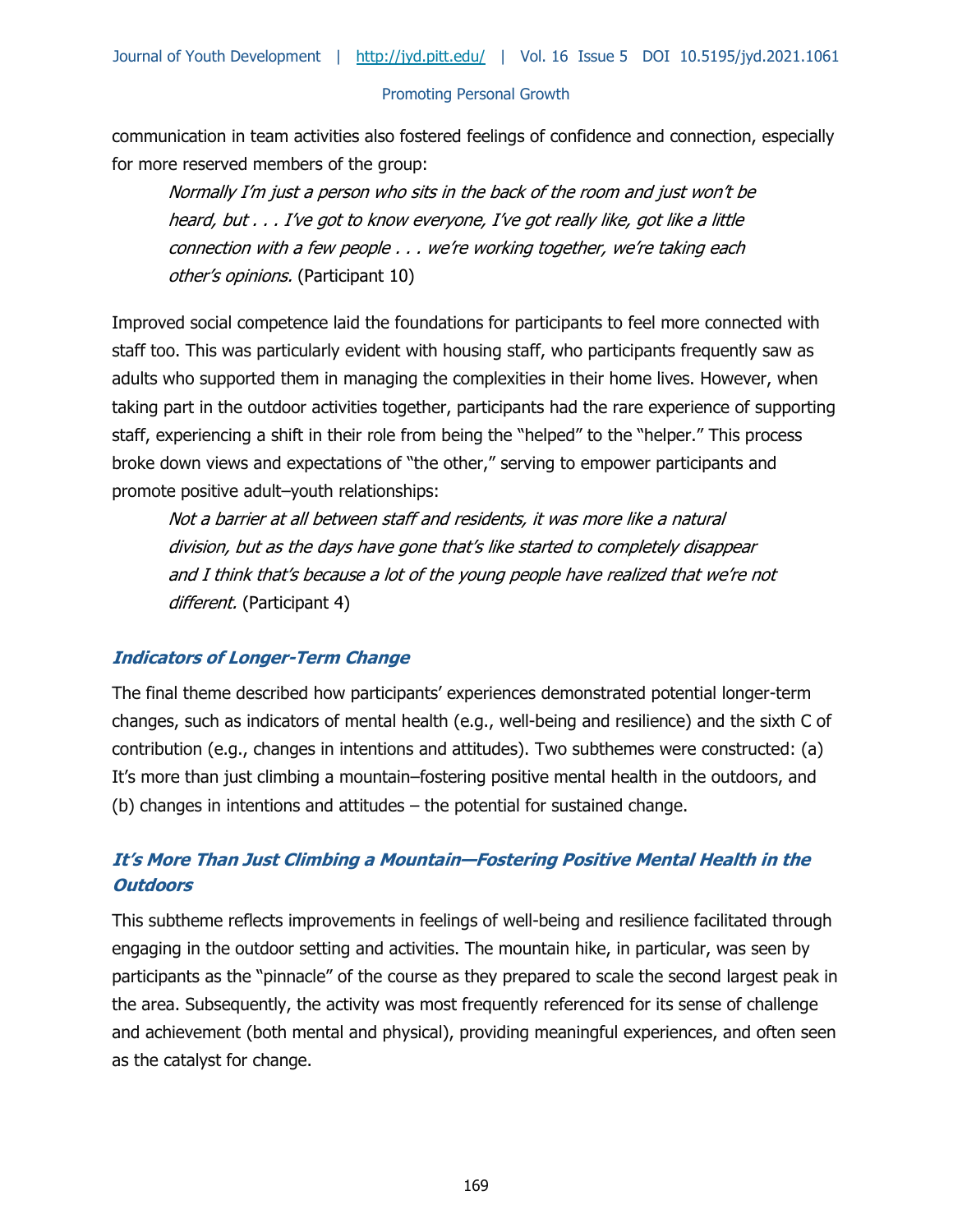communication in team activities also fostered feelings of confidence and connection, especially for more reserved members of the group:

> *Normally I'm just a person who sits in the back of the room and just won't be heard, but . . . I've got to know everyone, I've got really like, got like a little connection with a few people . . . we're working together, we're taking each other's opinions.* (Participant 10)

Improved social competence laid the foundations for participants to feel more connected with staff too. This was particularly evident with housing staff, who participants frequently saw as adults who supported them in managing the complexities in their home lives. However, when taking part in the outdoor activities together, participants had the rare experience of supporting staff, experiencing a shift in their role from being the "helped" to the "helper." This process broke down views and expectations of "the other," serving to empower participants and promote positive adult–youth relationships:

> *Not a barrier at all between staff and residents, it was more like a natural division, but as the days have gone that's like started to completely disappear and I think that's because a lot of the young people have realized that we're not different.* (Participant 4)

### Indicators of Longer-Term Change

The final theme described how participants' experiences demonstrated potential longer-term changes, such as indicators of mental health (e.g., well-being and resilience) and the sixth C of contribution (e.g., changes in intentions and attitudes). Two subthemes were constructed: (a) It's more than just climbing a mountain–fostering positive mental health in the outdoors, and (b) changes in intentions and attitudes – the potential for sustained change.

### It's More Than Just Climbing a Mountain—Fostering Positive Mental Health in the Outdoors

This subtheme reflects improvements in feelings of well-being and resilience facilitated through engaging in the outdoor setting and activities. The mountain hike, in particular, was seen by participants as the "pinnacle" of the course as they prepared to scale the second largest peak in the area. Subsequently, the activity was most frequently referenced for its sense of challenge and achievement (both mental and physical), providing meaningful experiences, and often seen as the catalyst for change.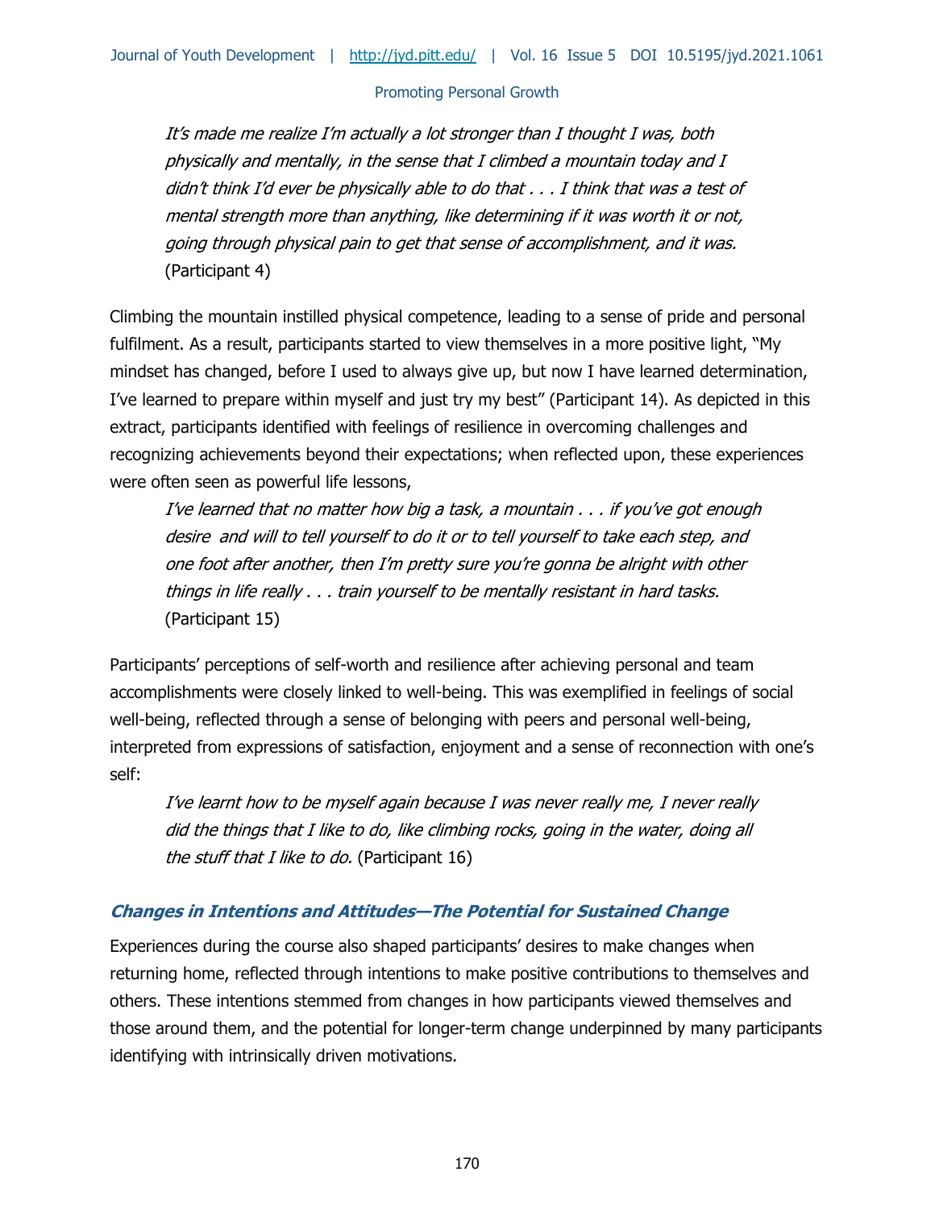> *It's made me realize I'm actually a lot stronger than I thought I was, both physically and mentally, in the sense that I climbed a mountain today and I didn't think I'd ever be physically able to do that . . . I think that was a test of mental strength more than anything, like determining if it was worth it or not, going through physical pain to get that sense of accomplishment, and it was.* (Participant 4)

Climbing the mountain instilled physical competence, leading to a sense of pride and personal fulfilment. As a result, participants started to view themselves in a more positive light, "My mindset has changed, before I used to always give up, but now I have learned determination, I've learned to prepare within myself and just try my best" (Participant 14). As depicted in this extract, participants identified with feelings of resilience in overcoming challenges and recognizing achievements beyond their expectations; when reflected upon, these experiences were often seen as powerful life lessons,

> *I've learned that no matter how big a task, a mountain . . . if you've got enough desire and will to tell yourself to do it or to tell yourself to take each step, and one foot after another, then I'm pretty sure you're gonna be alright with other things in life really . . . train yourself to be mentally resistant in hard tasks.* (Participant 15)

Participants' perceptions of self-worth and resilience after achieving personal and team accomplishments were closely linked to well-being. This was exemplified in feelings of social well-being, reflected through a sense of belonging with peers and personal well-being, interpreted from expressions of satisfaction, enjoyment and a sense of reconnection with one's self:

> *I've learnt how to be myself again because I was never really me, I never really did the things that I like to do, like climbing rocks, going in the water, doing all the stuff that I like to do.* (Participant 16)

### *Changes in Intentions and Attitudes—The Potential for Sustained Change*

Experiences during the course also shaped participants' desires to make changes when returning home, reflected through intentions to make positive contributions to themselves and others. These intentions stemmed from changes in how participants viewed themselves and those around them, and the potential for longer-term change underpinned by many participants identifying with intrinsically driven motivations.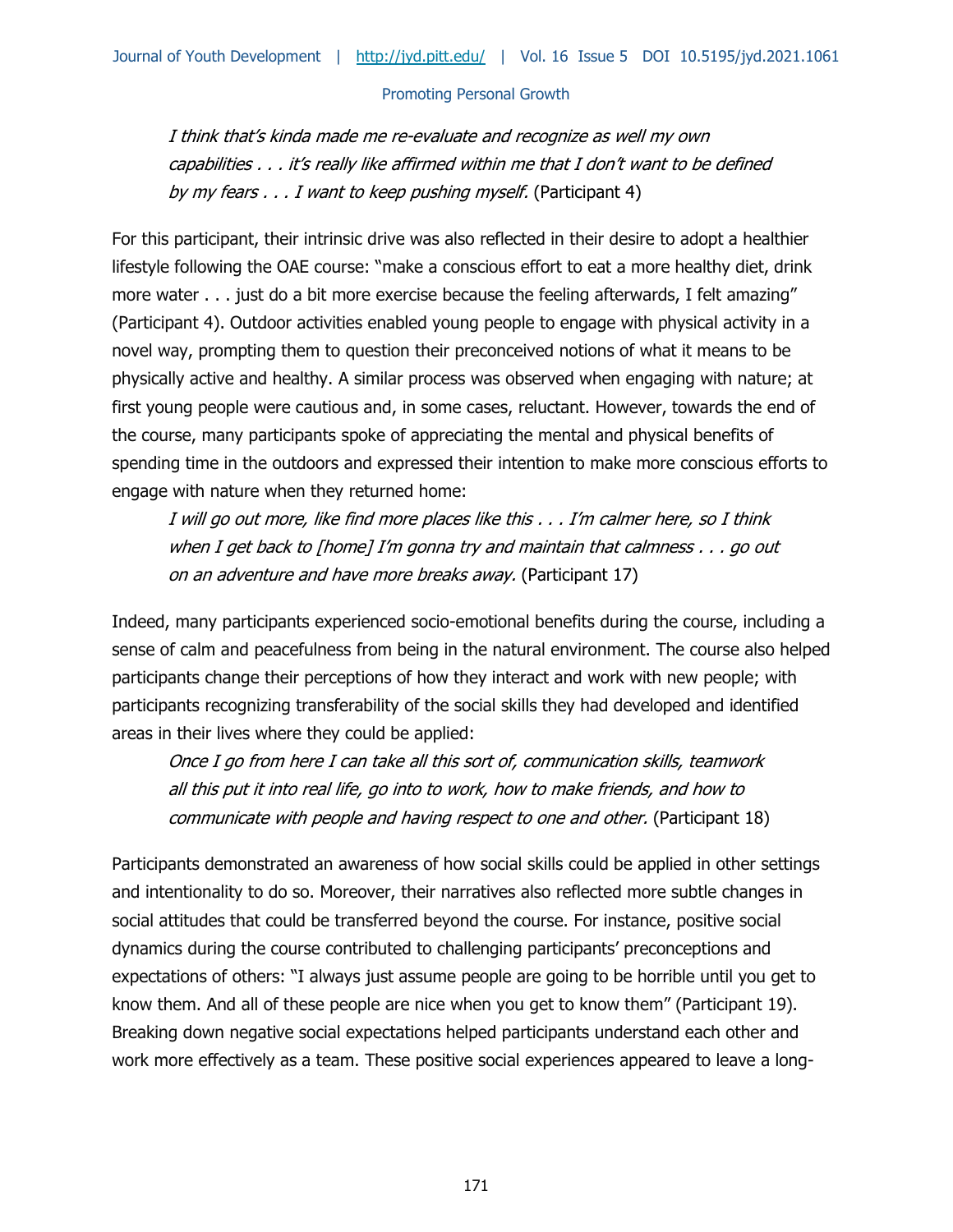> *I think that's kinda made me re-evaluate and recognize as well my own capabilities . . . it's really like affirmed within me that I don't want to be defined by my fears . . . I want to keep pushing myself.* (Participant 4)

For this participant, their intrinsic drive was also reflected in their desire to adopt a healthier lifestyle following the OAE course: "make a conscious effort to eat a more healthy diet, drink more water . . . just do a bit more exercise because the feeling afterwards, I felt amazing" (Participant 4). Outdoor activities enabled young people to engage with physical activity in a novel way, prompting them to question their preconceived notions of what it means to be physically active and healthy. A similar process was observed when engaging with nature; at first young people were cautious and, in some cases, reluctant. However, towards the end of the course, many participants spoke of appreciating the mental and physical benefits of spending time in the outdoors and expressed their intention to make more conscious efforts to engage with nature when they returned home:

> *I will go out more, like find more places like this . . . I'm calmer here, so I think when I get back to [home] I'm gonna try and maintain that calmness . . . go out on an adventure and have more breaks away.* (Participant 17)

Indeed, many participants experienced socio-emotional benefits during the course, including a sense of calm and peacefulness from being in the natural environment. The course also helped participants change their perceptions of how they interact and work with new people; with participants recognizing transferability of the social skills they had developed and identified areas in their lives where they could be applied:

> *Once I go from here I can take all this sort of, communication skills, teamwork all this put it into real life, go into to work, how to make friends, and how to communicate with people and having respect to one and other.* (Participant 18)

Participants demonstrated an awareness of how social skills could be applied in other settings and intentionality to do so. Moreover, their narratives also reflected more subtle changes in social attitudes that could be transferred beyond the course. For instance, positive social dynamics during the course contributed to challenging participants' preconceptions and expectations of others: "I always just assume people are going to be horrible until you get to know them. And all of these people are nice when you get to know them" (Participant 19). Breaking down negative social expectations helped participants understand each other and work more effectively as a team. These positive social experiences appeared to leave a long-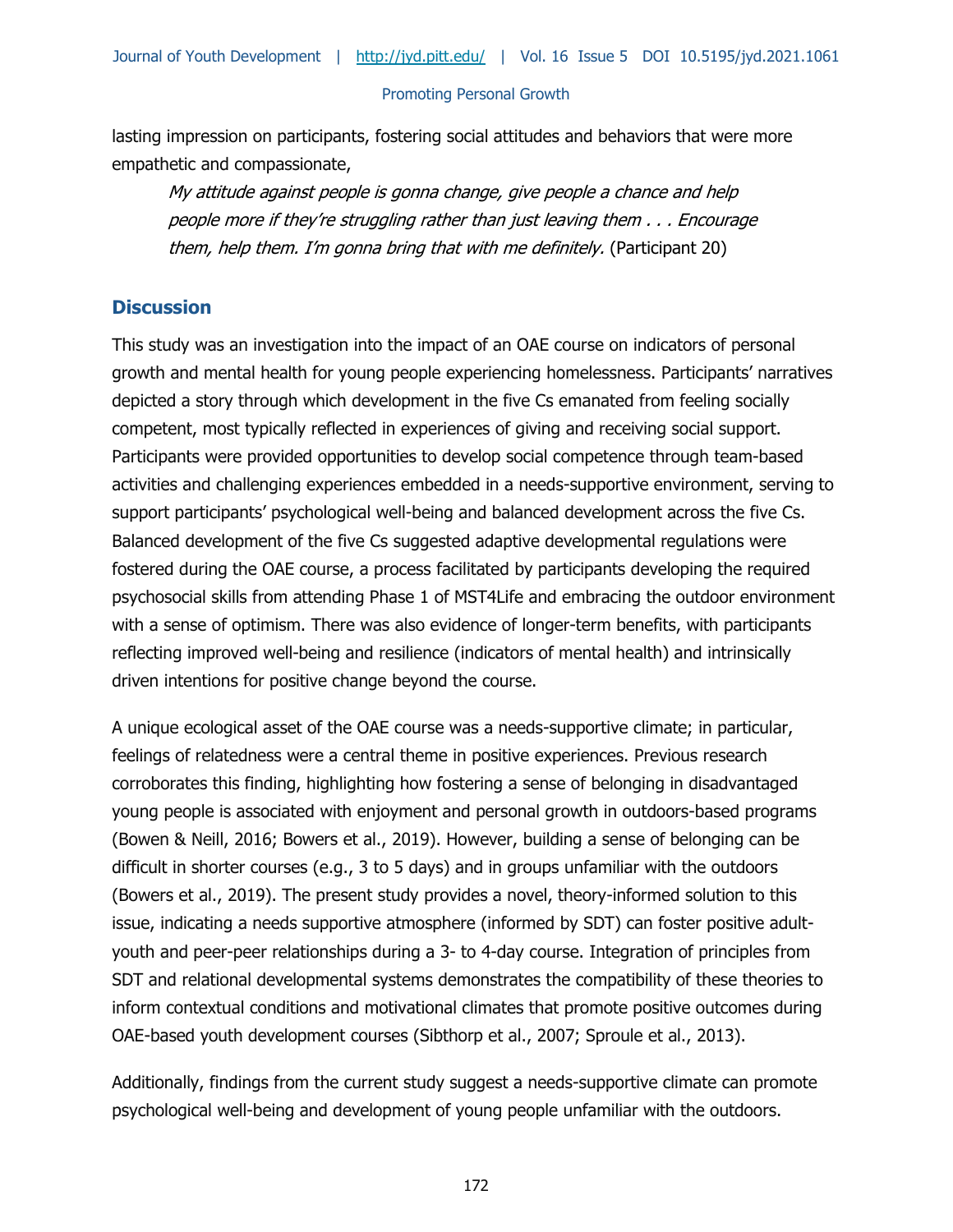lasting impression on participants, fostering social attitudes and behaviors that were more empathetic and compassionate,

> *My attitude against people is gonna change, give people a chance and help people more if they're struggling rather than just leaving them . . . Encourage them, help them. I'm gonna bring that with me definitely.* (Participant 20)

## Discussion

This study was an investigation into the impact of an OAE course on indicators of personal growth and mental health for young people experiencing homelessness. Participants' narratives depicted a story through which development in the five Cs emanated from feeling socially competent, most typically reflected in experiences of giving and receiving social support. Participants were provided opportunities to develop social competence through team-based activities and challenging experiences embedded in a needs-supportive environment, serving to support participants' psychological well-being and balanced development across the five Cs. Balanced development of the five Cs suggested adaptive developmental regulations were fostered during the OAE course, a process facilitated by participants developing the required psychosocial skills from attending Phase 1 of MST4Life and embracing the outdoor environment with a sense of optimism. There was also evidence of longer-term benefits, with participants reflecting improved well-being and resilience (indicators of mental health) and intrinsically driven intentions for positive change beyond the course.

A unique ecological asset of the OAE course was a needs-supportive climate; in particular, feelings of relatedness were a central theme in positive experiences. Previous research corroborates this finding, highlighting how fostering a sense of belonging in disadvantaged young people is associated with enjoyment and personal growth in outdoors-based programs (Bowen & Neill, 2016; Bowers et al., 2019). However, building a sense of belonging can be difficult in shorter courses (e.g., 3 to 5 days) and in groups unfamiliar with the outdoors (Bowers et al., 2019). The present study provides a novel, theory-informed solution to this issue, indicating a needs supportive atmosphere (informed by SDT) can foster positive adult-youth and peer-peer relationships during a 3- to 4-day course. Integration of principles from SDT and relational developmental systems demonstrates the compatibility of these theories to inform contextual conditions and motivational climates that promote positive outcomes during OAE-based youth development courses (Sibthorp et al., 2007; Sproule et al., 2013).

Additionally, findings from the current study suggest a needs-supportive climate can promote psychological well-being and development of young people unfamiliar with the outdoors.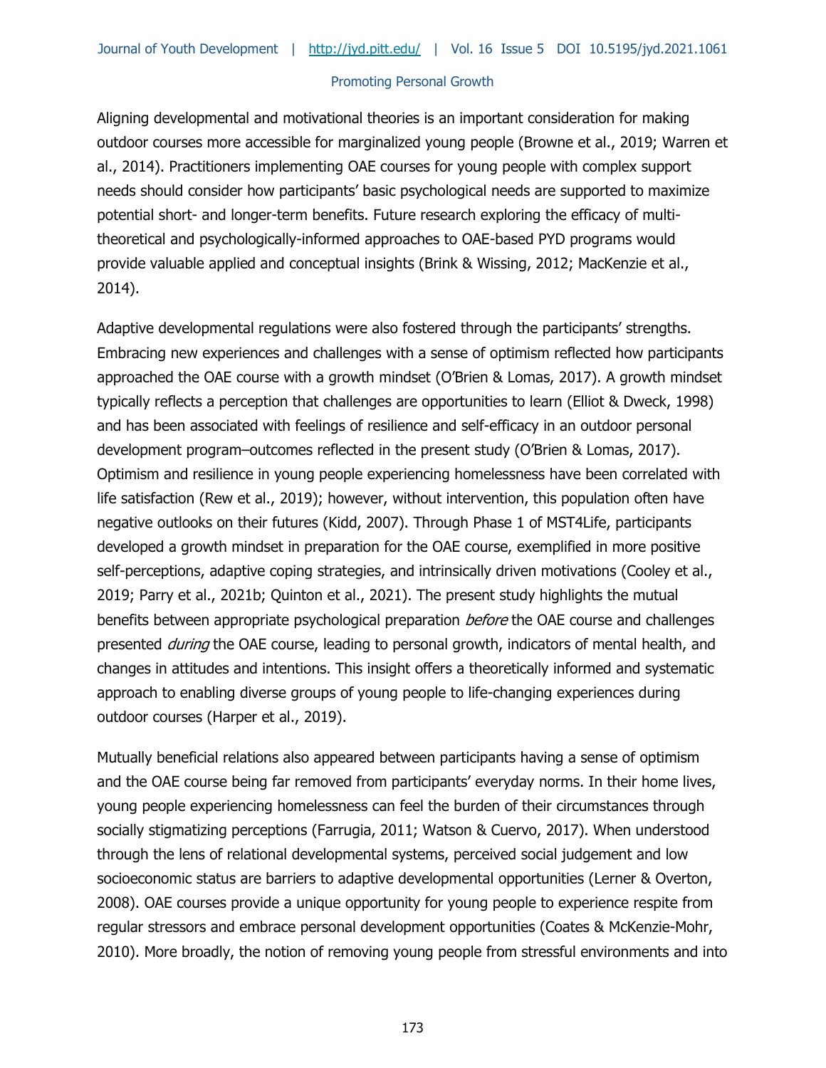Aligning developmental and motivational theories is an important consideration for making outdoor courses more accessible for marginalized young people (Browne et al., 2019; Warren et al., 2014). Practitioners implementing OAE courses for young people with complex support needs should consider how participants' basic psychological needs are supported to maximize potential short- and longer-term benefits. Future research exploring the efficacy of multi-theoretical and psychologically-informed approaches to OAE-based PYD programs would provide valuable applied and conceptual insights (Brink & Wissing, 2012; MacKenzie et al., 2014).

Adaptive developmental regulations were also fostered through the participants' strengths. Embracing new experiences and challenges with a sense of optimism reflected how participants approached the OAE course with a growth mindset (O'Brien & Lomas, 2017). A growth mindset typically reflects a perception that challenges are opportunities to learn (Elliot & Dweck, 1998) and has been associated with feelings of resilience and self-efficacy in an outdoor personal development program–outcomes reflected in the present study (O'Brien & Lomas, 2017). Optimism and resilience in young people experiencing homelessness have been correlated with life satisfaction (Rew et al., 2019); however, without intervention, this population often have negative outlooks on their futures (Kidd, 2007). Through Phase 1 of MST4Life, participants developed a growth mindset in preparation for the OAE course, exemplified in more positive self-perceptions, adaptive coping strategies, and intrinsically driven motivations (Cooley et al., 2019; Parry et al., 2021b; Quinton et al., 2021). The present study highlights the mutual benefits between appropriate psychological preparation *before* the OAE course and challenges presented *during* the OAE course, leading to personal growth, indicators of mental health, and changes in attitudes and intentions. This insight offers a theoretically informed and systematic approach to enabling diverse groups of young people to life-changing experiences during outdoor courses (Harper et al., 2019).

Mutually beneficial relations also appeared between participants having a sense of optimism and the OAE course being far removed from participants' everyday norms. In their home lives, young people experiencing homelessness can feel the burden of their circumstances through socially stigmatizing perceptions (Farrugia, 2011; Watson & Cuervo, 2017). When understood through the lens of relational developmental systems, perceived social judgement and low socioeconomic status are barriers to adaptive developmental opportunities (Lerner & Overton, 2008). OAE courses provide a unique opportunity for young people to experience respite from regular stressors and embrace personal development opportunities (Coates & McKenzie-Mohr, 2010). More broadly, the notion of removing young people from stressful environments and into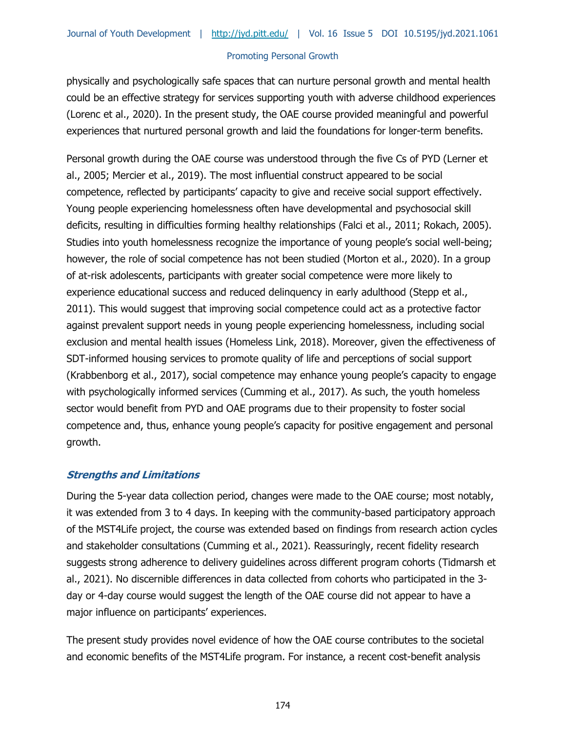physically and psychologically safe spaces that can nurture personal growth and mental health could be an effective strategy for services supporting youth with adverse childhood experiences (Lorenc et al., 2020). In the present study, the OAE course provided meaningful and powerful experiences that nurtured personal growth and laid the foundations for longer-term benefits.

Personal growth during the OAE course was understood through the five Cs of PYD (Lerner et al., 2005; Mercier et al., 2019). The most influential construct appeared to be social competence, reflected by participants' capacity to give and receive social support effectively. Young people experiencing homelessness often have developmental and psychosocial skill deficits, resulting in difficulties forming healthy relationships (Falci et al., 2011; Rokach, 2005). Studies into youth homelessness recognize the importance of young people's social well-being; however, the role of social competence has not been studied (Morton et al., 2020). In a group of at-risk adolescents, participants with greater social competence were more likely to experience educational success and reduced delinquency in early adulthood (Stepp et al., 2011). This would suggest that improving social competence could act as a protective factor against prevalent support needs in young people experiencing homelessness, including social exclusion and mental health issues (Homeless Link, 2018). Moreover, given the effectiveness of SDT-informed housing services to promote quality of life and perceptions of social support (Krabbenborg et al., 2017), social competence may enhance young people's capacity to engage with psychologically informed services (Cumming et al., 2017). As such, the youth homeless sector would benefit from PYD and OAE programs due to their propensity to foster social competence and, thus, enhance young people's capacity for positive engagement and personal growth.

### *Strengths and Limitations*

During the 5-year data collection period, changes were made to the OAE course; most notably, it was extended from 3 to 4 days. In keeping with the community-based participatory approach of the MST4Life project, the course was extended based on findings from research action cycles and stakeholder consultations (Cumming et al., 2021). Reassuringly, recent fidelity research suggests strong adherence to delivery guidelines across different program cohorts (Tidmarsh et al., 2021). No discernible differences in data collected from cohorts who participated in the 3-day or 4-day course would suggest the length of the OAE course did not appear to have a major influence on participants' experiences.

The present study provides novel evidence of how the OAE course contributes to the societal and economic benefits of the MST4Life program. For instance, a recent cost-benefit analysis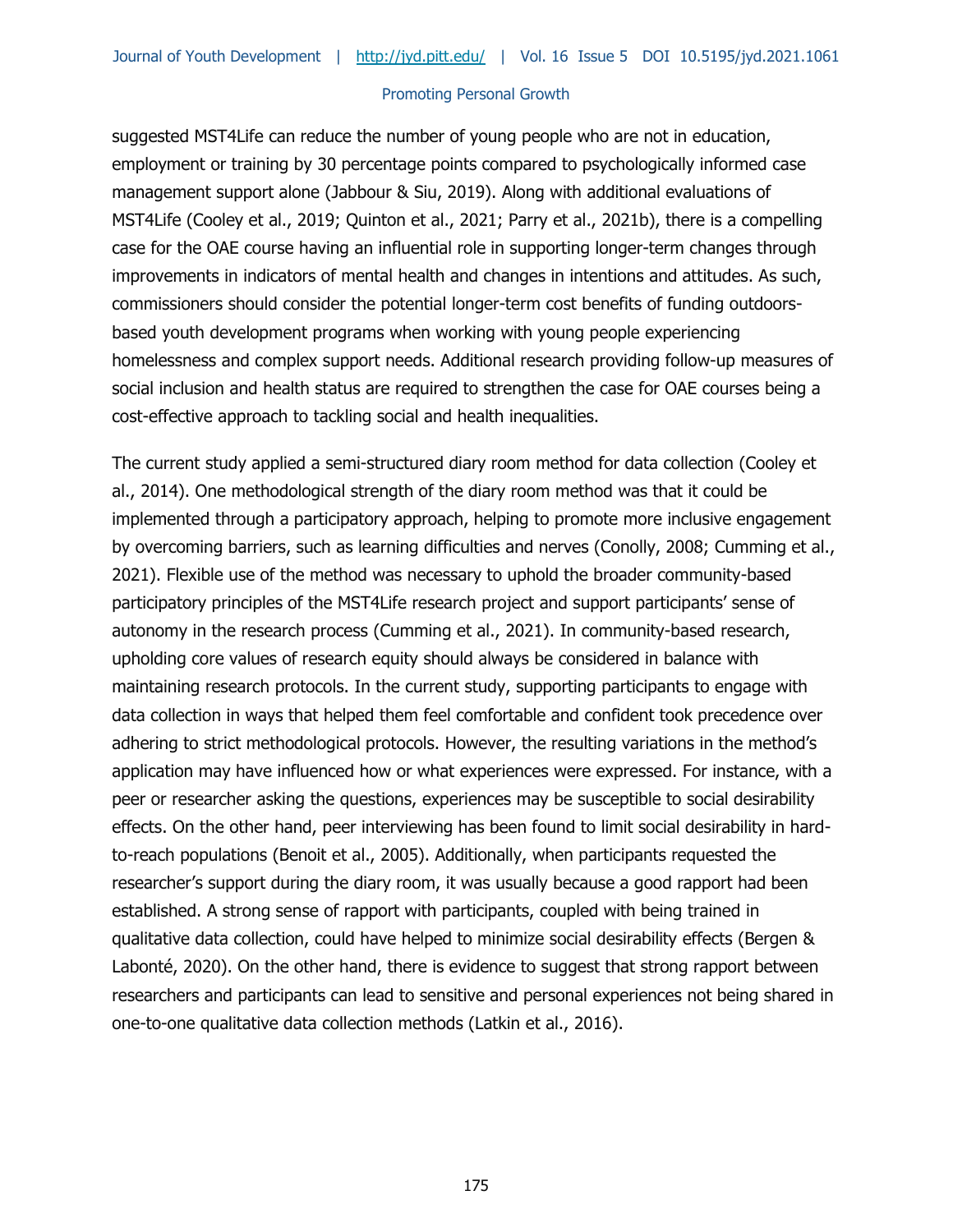suggested MST4Life can reduce the number of young people who are not in education, employment or training by 30 percentage points compared to psychologically informed case management support alone (Jabbour & Siu, 2019). Along with additional evaluations of MST4Life (Cooley et al., 2019; Quinton et al., 2021; Parry et al., 2021b), there is a compelling case for the OAE course having an influential role in supporting longer-term changes through improvements in indicators of mental health and changes in intentions and attitudes. As such, commissioners should consider the potential longer-term cost benefits of funding outdoors-based youth development programs when working with young people experiencing homelessness and complex support needs. Additional research providing follow-up measures of social inclusion and health status are required to strengthen the case for OAE courses being a cost-effective approach to tackling social and health inequalities.

The current study applied a semi-structured diary room method for data collection (Cooley et al., 2014). One methodological strength of the diary room method was that it could be implemented through a participatory approach, helping to promote more inclusive engagement by overcoming barriers, such as learning difficulties and nerves (Conolly, 2008; Cumming et al., 2021). Flexible use of the method was necessary to uphold the broader community-based participatory principles of the MST4Life research project and support participants' sense of autonomy in the research process (Cumming et al., 2021). In community-based research, upholding core values of research equity should always be considered in balance with maintaining research protocols. In the current study, supporting participants to engage with data collection in ways that helped them feel comfortable and confident took precedence over adhering to strict methodological protocols. However, the resulting variations in the method's application may have influenced how or what experiences were expressed. For instance, with a peer or researcher asking the questions, experiences may be susceptible to social desirability effects. On the other hand, peer interviewing has been found to limit social desirability in hard-to-reach populations (Benoit et al., 2005). Additionally, when participants requested the researcher's support during the diary room, it was usually because a good rapport had been established. A strong sense of rapport with participants, coupled with being trained in qualitative data collection, could have helped to minimize social desirability effects (Bergen & Labonté, 2020). On the other hand, there is evidence to suggest that strong rapport between researchers and participants can lead to sensitive and personal experiences not being shared in one-to-one qualitative data collection methods (Latkin et al., 2016).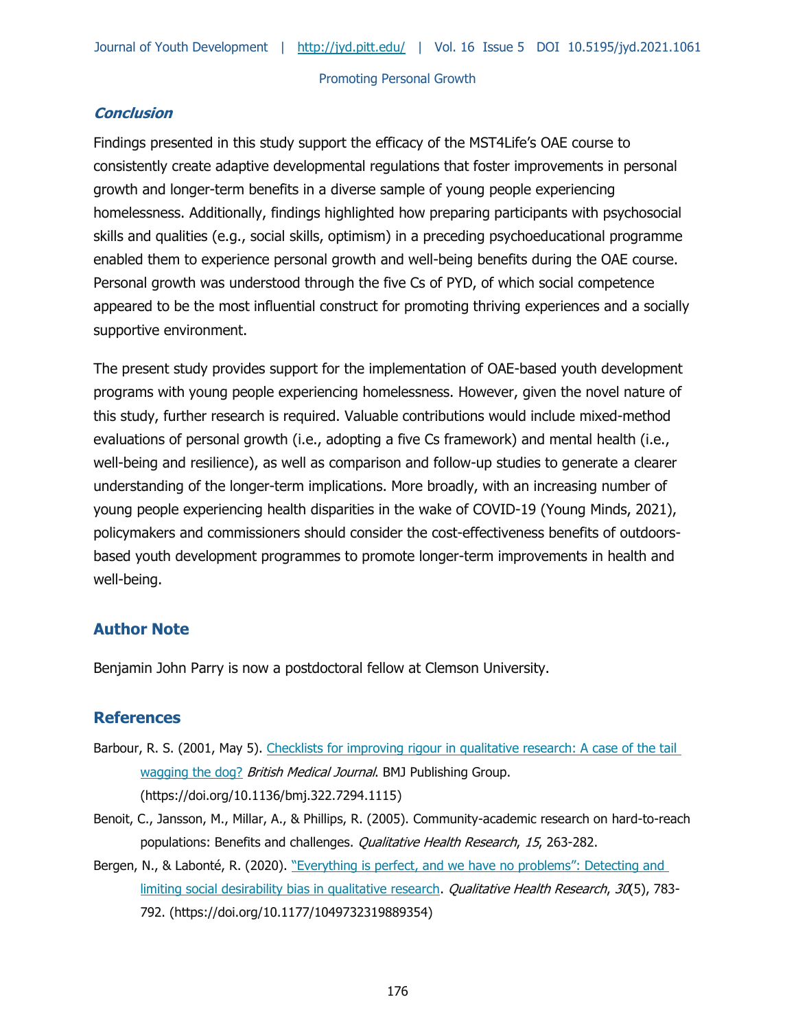### *Conclusion*

Findings presented in this study support the efficacy of the MST4Life's OAE course to consistently create adaptive developmental regulations that foster improvements in personal growth and longer-term benefits in a diverse sample of young people experiencing homelessness. Additionally, findings highlighted how preparing participants with psychosocial skills and qualities (e.g., social skills, optimism) in a preceding psychoeducational programme enabled them to experience personal growth and well-being benefits during the OAE course. Personal growth was understood through the five Cs of PYD, of which social competence appeared to be the most influential construct for promoting thriving experiences and a socially supportive environment.

The present study provides support for the implementation of OAE-based youth development programs with young people experiencing homelessness. However, given the novel nature of this study, further research is required. Valuable contributions would include mixed-method evaluations of personal growth (i.e., adopting a five Cs framework) and mental health (i.e., well-being and resilience), as well as comparison and follow-up studies to generate a clearer understanding of the longer-term implications. More broadly, with an increasing number of young people experiencing health disparities in the wake of COVID-19 (Young Minds, 2021), policymakers and commissioners should consider the cost-effectiveness benefits of outdoors-based youth development programmes to promote longer-term improvements in health and well-being.

## Author Note

Benjamin John Parry is now a postdoctoral fellow at Clemson University.

## References

Barbour, R. S. (2001, May 5). Checklists for improving rigour in qualitative research: A case of the tail wagging the dog? *British Medical Journal*. BMJ Publishing Group. (https://doi.org/10.1136/bmj.322.7294.1115)

Benoit, C., Jansson, M., Millar, A., & Phillips, R. (2005). Community-academic research on hard-to-reach populations: Benefits and challenges. *Qualitative Health Research*, *15*, 263-282.

Bergen, N., & Labonté, R. (2020). "Everything is perfect, and we have no problems": Detecting and limiting social desirability bias in qualitative research. *Qualitative Health Research*, *30*(5), 783-792. (https://doi.org/10.1177/1049732319889354)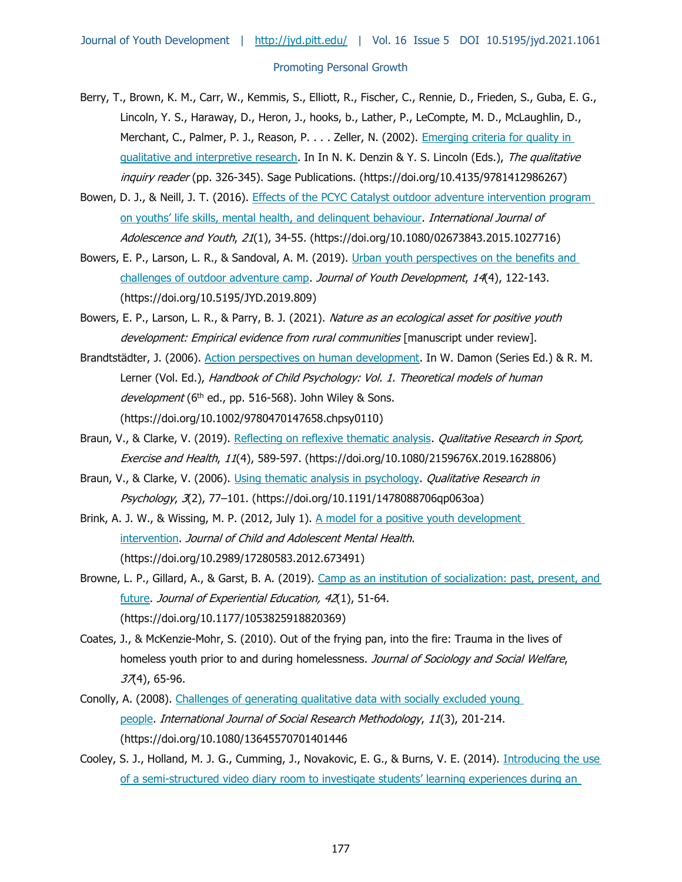Berry, T., Brown, K. M., Carr, W., Kemmis, S., Elliott, R., Fischer, C., Rennie, D., Frieden, S., Guba, E. G., Lincoln, Y. S., Haraway, D., Heron, J., hooks, b., Lather, P., LeCompte, M. D., McLaughlin, D., Merchant, C., Palmer, P. J., Reason, P. . . . Zeller, N. (2002). Emerging criteria for quality in qualitative and interpretive research. In In N. K. Denzin & Y. S. Lincoln (Eds.), *The qualitative inquiry reader* (pp. 326-345). Sage Publications. (https://doi.org/10.4135/9781412986267)

Bowen, D. J., & Neill, J. T. (2016). Effects of the PCYC Catalyst outdoor adventure intervention program on youths' life skills, mental health, and delinquent behaviour. *International Journal of Adolescence and Youth*, *21*(1), 34-55. (https://doi.org/10.1080/02673843.2015.1027716)

Bowers, E. P., Larson, L. R., & Sandoval, A. M. (2019). Urban youth perspectives on the benefits and challenges of outdoor adventure camp. *Journal of Youth Development*, *14*(4), 122-143. (https://doi.org/10.5195/JYD.2019.809)

Bowers, E. P., Larson, L. R., & Parry, B. J. (2021). *Nature as an ecological asset for positive youth development: Empirical evidence from rural communities* [manuscript under review].

Brandtstädter, J. (2006). Action perspectives on human development. In W. Damon (Series Ed.) & R. M. Lerner (Vol. Ed.), *Handbook of Child Psychology: Vol. 1. Theoretical models of human development* (6th ed., pp. 516-568). John Wiley & Sons. (https://doi.org/10.1002/9780470147658.chpsy0110)

Braun, V., & Clarke, V. (2019). Reflecting on reflexive thematic analysis. *Qualitative Research in Sport, Exercise and Health*, *11*(4), 589-597. (https://doi.org/10.1080/2159676X.2019.1628806)

Braun, V., & Clarke, V. (2006). Using thematic analysis in psychology. *Qualitative Research in Psychology*, *3*(2), 77–101. (https://doi.org/10.1191/1478088706qp063oa)

Brink, A. J. W., & Wissing, M. P. (2012, July 1). A model for a positive youth development intervention. *Journal of Child and Adolescent Mental Health*. (https://doi.org/10.2989/17280583.2012.673491)

Browne, L. P., Gillard, A., & Garst, B. A. (2019). Camp as an institution of socialization: past, present, and future. *Journal of Experiential Education, 42*(1), 51-64. (https://doi.org/10.1177/1053825918820369)

Coates, J., & McKenzie-Mohr, S. (2010). Out of the frying pan, into the fire: Trauma in the lives of homeless youth prior to and during homelessness. *Journal of Sociology and Social Welfare*, *37*(4), 65-96.

Conolly, A. (2008). Challenges of generating qualitative data with socially excluded young people. *International Journal of Social Research Methodology*, *11*(3), 201-214. (https://doi.org/10.1080/13645570701401446

Cooley, S. J., Holland, M. J. G., Cumming, J., Novakovic, E. G., & Burns, V. E. (2014). Introducing the use of a semi-structured video diary room to investigate students' learning experiences during an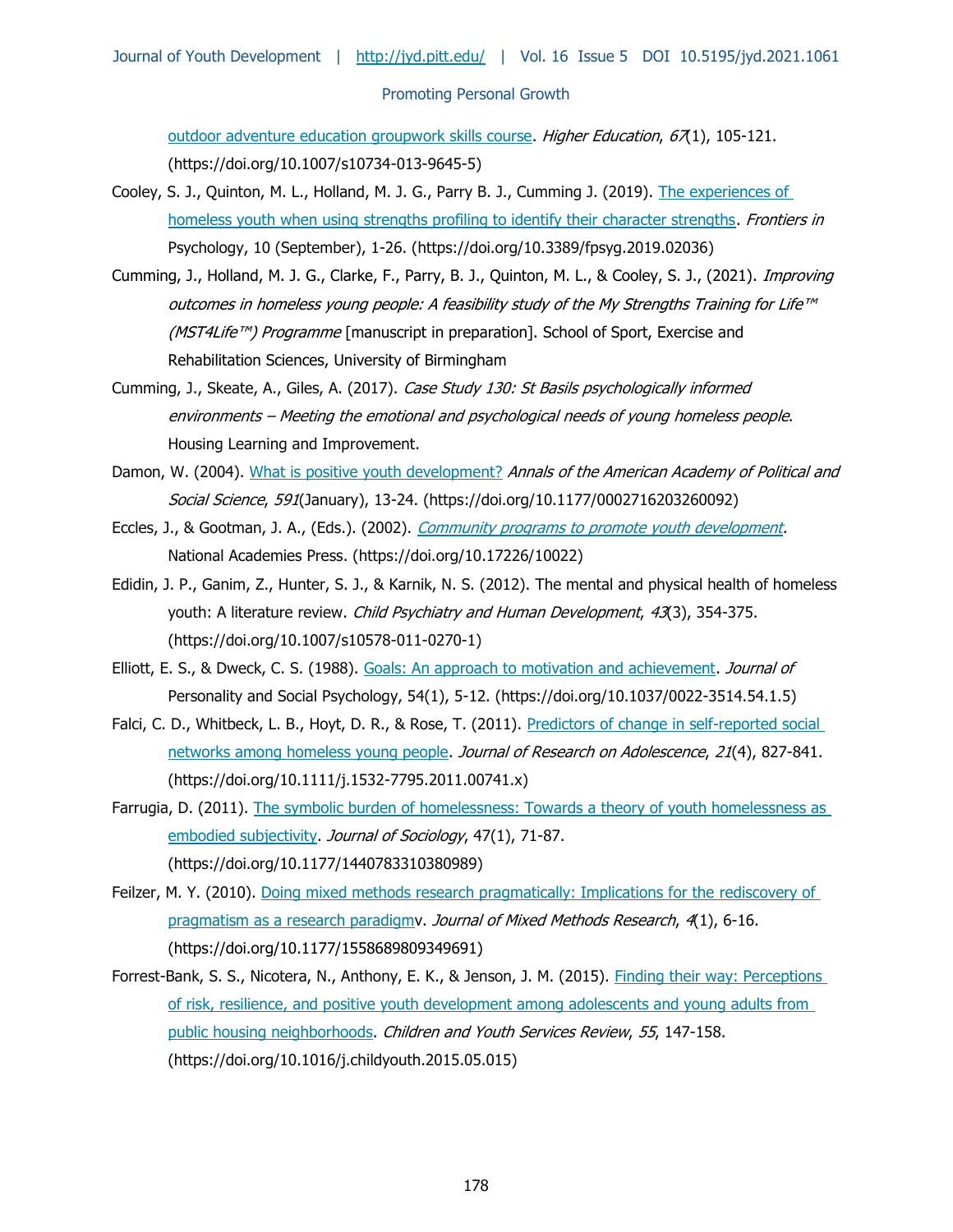outdoor adventure education groupwork skills course. *Higher Education*, *67*(1), 105-121. (https://doi.org/10.1007/s10734-013-9645-5)

Cooley, S. J., Quinton, M. L., Holland, M. J. G., Parry B. J., Cumming J. (2019). The experiences of homeless youth when using strengths profiling to identify their character strengths. *Frontiers in* Psychology, 10 (September), 1-26. (https://doi.org/10.3389/fpsyg.2019.02036)

Cumming, J., Holland, M. J. G., Clarke, F., Parry, B. J., Quinton, M. L., & Cooley, S. J., (2021). *Improving outcomes in homeless young people: A feasibility study of the My Strengths Training for Life™ (MST4Life™) Programme* [manuscript in preparation]. School of Sport, Exercise and Rehabilitation Sciences, University of Birmingham

Cumming, J., Skeate, A., Giles, A. (2017). *Case Study 130: St Basils psychologically informed environments – Meeting the emotional and psychological needs of young homeless people*. Housing Learning and Improvement.

Damon, W. (2004). What is positive youth development? *Annals of the American Academy of Political and Social Science*, *591*(January), 13-24. (https://doi.org/10.1177/0002716203260092)

Eccles, J., & Gootman, J. A., (Eds.). (2002). *Community programs to promote youth development*. National Academies Press. (https://doi.org/10.17226/10022)

Edidin, J. P., Ganim, Z., Hunter, S. J., & Karnik, N. S. (2012). The mental and physical health of homeless youth: A literature review. *Child Psychiatry and Human Development*, *43*(3), 354-375. (https://doi.org/10.1007/s10578-011-0270-1)

Elliott, E. S., & Dweck, C. S. (1988). Goals: An approach to motivation and achievement. *Journal of* Personality and Social Psychology, 54(1), 5-12. (https://doi.org/10.1037/0022-3514.54.1.5)

Falci, C. D., Whitbeck, L. B., Hoyt, D. R., & Rose, T. (2011). Predictors of change in self-reported social networks among homeless young people. *Journal of Research on Adolescence*, *21*(4), 827-841. (https://doi.org/10.1111/j.1532-7795.2011.00741.x)

Farrugia, D. (2011). The symbolic burden of homelessness: Towards a theory of youth homelessness as embodied subjectivity. *Journal of Sociology*, 47(1), 71-87. (https://doi.org/10.1177/1440783310380989)

Feilzer, M. Y. (2010). Doing mixed methods research pragmatically: Implications for the rediscovery of pragmatism as a research paradigmv. *Journal of Mixed Methods Research*, *4*(1), 6-16. (https://doi.org/10.1177/1558689809349691)

Forrest-Bank, S. S., Nicotera, N., Anthony, E. K., & Jenson, J. M. (2015). Finding their way: Perceptions of risk, resilience, and positive youth development among adolescents and young adults from public housing neighborhoods. *Children and Youth Services Review*, *55*, 147-158. (https://doi.org/10.1016/j.childyouth.2015.05.015)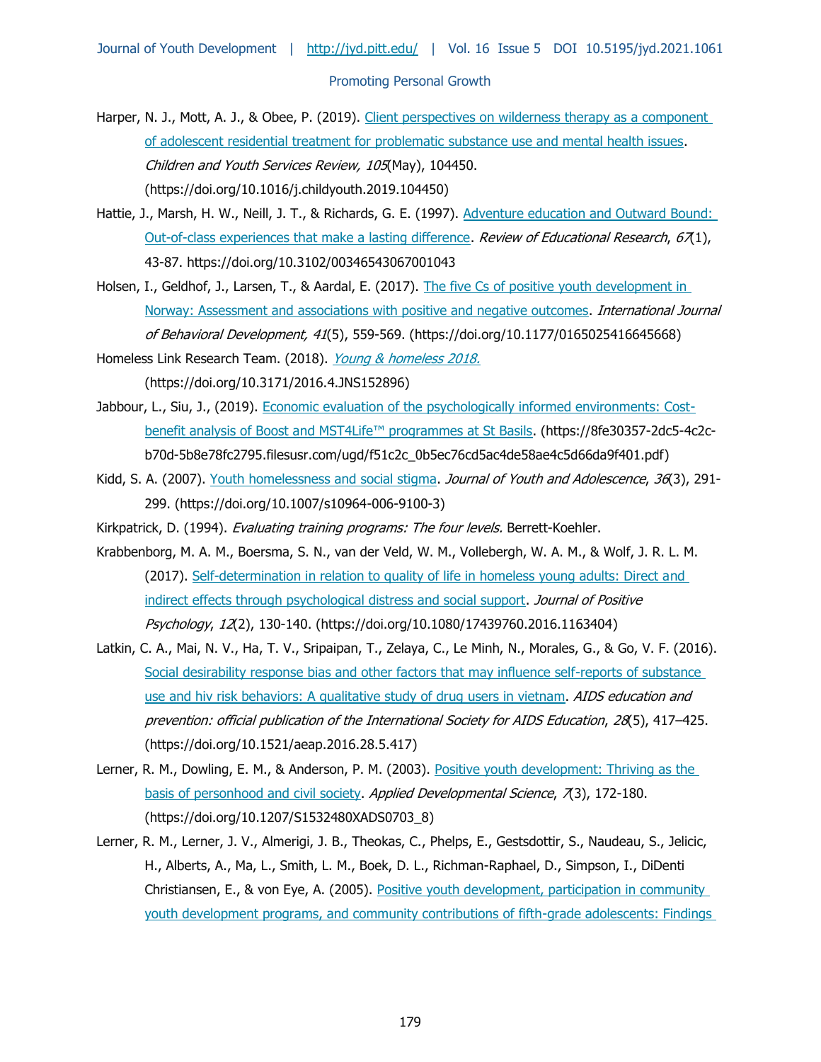Harper, N. J., Mott, A. J., & Obee, P. (2019). [Client perspectives on wilderness therapy as a component of adolescent residential treatment for problematic substance use and mental health issues](https://doi.org/10.1016/j.childyouth.2019.104450). *Children and Youth Services Review, 105*(May), 104450. (https://doi.org/10.1016/j.childyouth.2019.104450)

Hattie, J., Marsh, H. W., Neill, J. T., & Richards, G. E. (1997). [Adventure education and Outward Bound: Out-of-class experiences that make a lasting difference](https://doi.org/10.3102/00346543067001043). *Review of Educational Research*, *67*(1), 43-87. https://doi.org/10.3102/00346543067001043

Holsen, I., Geldhof, J., Larsen, T., & Aardal, E. (2017). [The five Cs of positive youth development in Norway: Assessment and associations with positive and negative outcomes](https://doi.org/10.1177/0165025416645668). *International Journal of Behavioral Development, 41*(5), 559-569. (https://doi.org/10.1177/0165025416645668)

Homeless Link Research Team. (2018). *[Young & homeless 2018.](https://doi.org/10.3171/2016.4.JNS152896)* (https://doi.org/10.3171/2016.4.JNS152896)

Jabbour, L., Siu, J., (2019). [Economic evaluation of the psychologically informed environments: Cost-benefit analysis of Boost and MST4Life™ programmes at St Basils](https://8fe30357-2dc5-4c2c-b70d-5b8e78fc2795.filesusr.com/ugd/f51c2c_0b5ec76cd5ac4de58ae4c5d66da9f401.pdf). (https://8fe30357-2dc5-4c2c-b70d-5b8e78fc2795.filesusr.com/ugd/f51c2c_0b5ec76cd5ac4de58ae4c5d66da9f401.pdf)

Kidd, S. A. (2007). [Youth homelessness and social stigma](https://doi.org/10.1007/s10964-006-9100-3). *Journal of Youth and Adolescence*, *36*(3), 291-299. (https://doi.org/10.1007/s10964-006-9100-3)

Kirkpatrick, D. (1994). *Evaluating training programs: The four levels.* Berrett-Koehler.

Krabbenborg, M. A. M., Boersma, S. N., van der Veld, W. M., Vollebergh, W. A. M., & Wolf, J. R. L. M. (2017). [Self-determination in relation to quality of life in homeless young adults: Direct and indirect effects through psychological distress and social support](https://doi.org/10.1080/17439760.2016.1163404). *Journal of Positive Psychology*, *12*(2), 130-140. (https://doi.org/10.1080/17439760.2016.1163404)

Latkin, C. A., Mai, N. V., Ha, T. V., Sripaipan, T., Zelaya, C., Le Minh, N., Morales, G., & Go, V. F. (2016). [Social desirability response bias and other factors that may influence self-reports of substance use and hiv risk behaviors: A qualitative study of drug users in vietnam](https://doi.org/10.1521/aeap.2016.28.5.417). *AIDS education and prevention: official publication of the International Society for AIDS Education*, *28*(5), 417–425. (https://doi.org/10.1521/aeap.2016.28.5.417)

Lerner, R. M., Dowling, E. M., & Anderson, P. M. (2003). [Positive youth development: Thriving as the basis of personhood and civil society](https://doi.org/10.1207/S1532480XADS0703_8). *Applied Developmental Science*, *7*(3), 172-180. (https://doi.org/10.1207/S1532480XADS0703_8)

Lerner, R. M., Lerner, J. V., Almerigi, J. B., Theokas, C., Phelps, E., Gestsdottir, S., Naudeau, S., Jelicic, H., Alberts, A., Ma, L., Smith, L. M., Boek, D. L., Richman-Raphael, D., Simpson, I., DiDenti Christiansen, E., & von Eye, A. (2005). Positive youth development, participation in community youth development programs, and community contributions of fifth-grade adolescents: Findings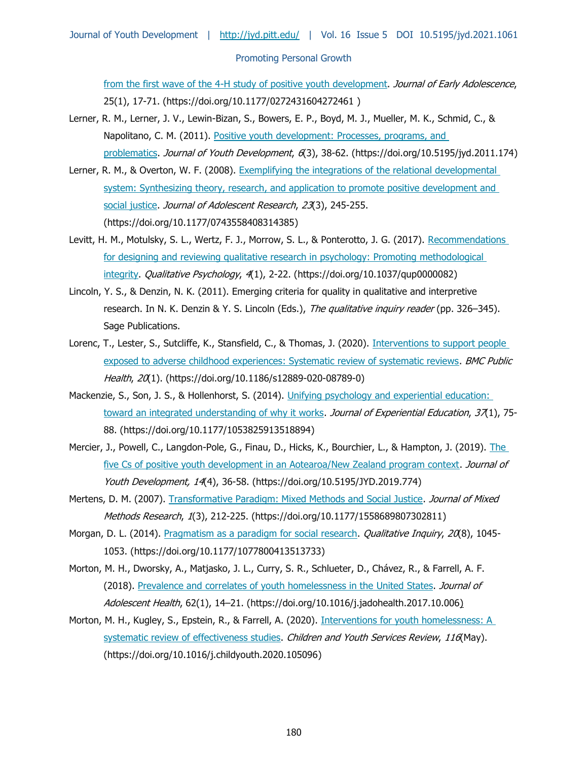from the first wave of the 4-H study of positive youth development. *Journal of Early Adolescence*, 25(1), 17-71. (https://doi.org/10.1177/0272431604272461 )

Lerner, R. M., Lerner, J. V., Lewin-Bizan, S., Bowers, E. P., Boyd, M. J., Mueller, M. K., Schmid, C., & Napolitano, C. M. (2011). Positive youth development: Processes, programs, and problematics. *Journal of Youth Development*, *6*(3), 38-62. (https://doi.org/10.5195/jyd.2011.174)

Lerner, R. M., & Overton, W. F. (2008). Exemplifying the integrations of the relational developmental system: Synthesizing theory, research, and application to promote positive development and social justice. *Journal of Adolescent Research*, *23*(3), 245-255. (https://doi.org/10.1177/0743558408314385)

Levitt, H. M., Motulsky, S. L., Wertz, F. J., Morrow, S. L., & Ponterotto, J. G. (2017). Recommendations for designing and reviewing qualitative research in psychology: Promoting methodological integrity. *Qualitative Psychology*, *4*(1), 2-22. (https://doi.org/10.1037/qup0000082)

Lincoln, Y. S., & Denzin, N. K. (2011). Emerging criteria for quality in qualitative and interpretive research. In N. K. Denzin & Y. S. Lincoln (Eds.), *The qualitative inquiry reader* (pp. 326–345). Sage Publications.

Lorenc, T., Lester, S., Sutcliffe, K., Stansfield, C., & Thomas, J. (2020). Interventions to support people exposed to adverse childhood experiences: Systematic review of systematic reviews. *BMC Public Health*, *20*(1). (https://doi.org/10.1186/s12889-020-08789-0)

Mackenzie, S., Son, J. S., & Hollenhorst, S. (2014). Unifying psychology and experiential education: toward an integrated understanding of why it works. *Journal of Experiential Education*, *37*(1), 75-88. (https://doi.org/10.1177/1053825913518894)

Mercier, J., Powell, C., Langdon-Pole, G., Finau, D., Hicks, K., Bourchier, L., & Hampton, J. (2019). The five Cs of positive youth development in an Aotearoa/New Zealand program context. *Journal of Youth Development, 14*(4), 36-58. (https://doi.org/10.5195/JYD.2019.774)

Mertens, D. M. (2007). Transformative Paradigm: Mixed Methods and Social Justice. *Journal of Mixed Methods Research*, *1*(3), 212-225. (https://doi.org/10.1177/1558689807302811)

Morgan, D. L. (2014). Pragmatism as a paradigm for social research. *Qualitative Inquiry*, *20*(8), 1045-1053. (https://doi.org/10.1177/1077800413513733)

Morton, M. H., Dworsky, A., Matjasko, J. L., Curry, S. R., Schlueter, D., Chávez, R., & Farrell, A. F. (2018). Prevalence and correlates of youth homelessness in the United States. *Journal of Adolescent Health*, 62(1), 14–21. (https://doi.org/10.1016/j.jadohealth.2017.10.006)

Morton, M. H., Kugley, S., Epstein, R., & Farrell, A. (2020). Interventions for youth homelessness: A systematic review of effectiveness studies. *Children and Youth Services Review*, *116*(May). (https://doi.org/10.1016/j.childyouth.2020.105096)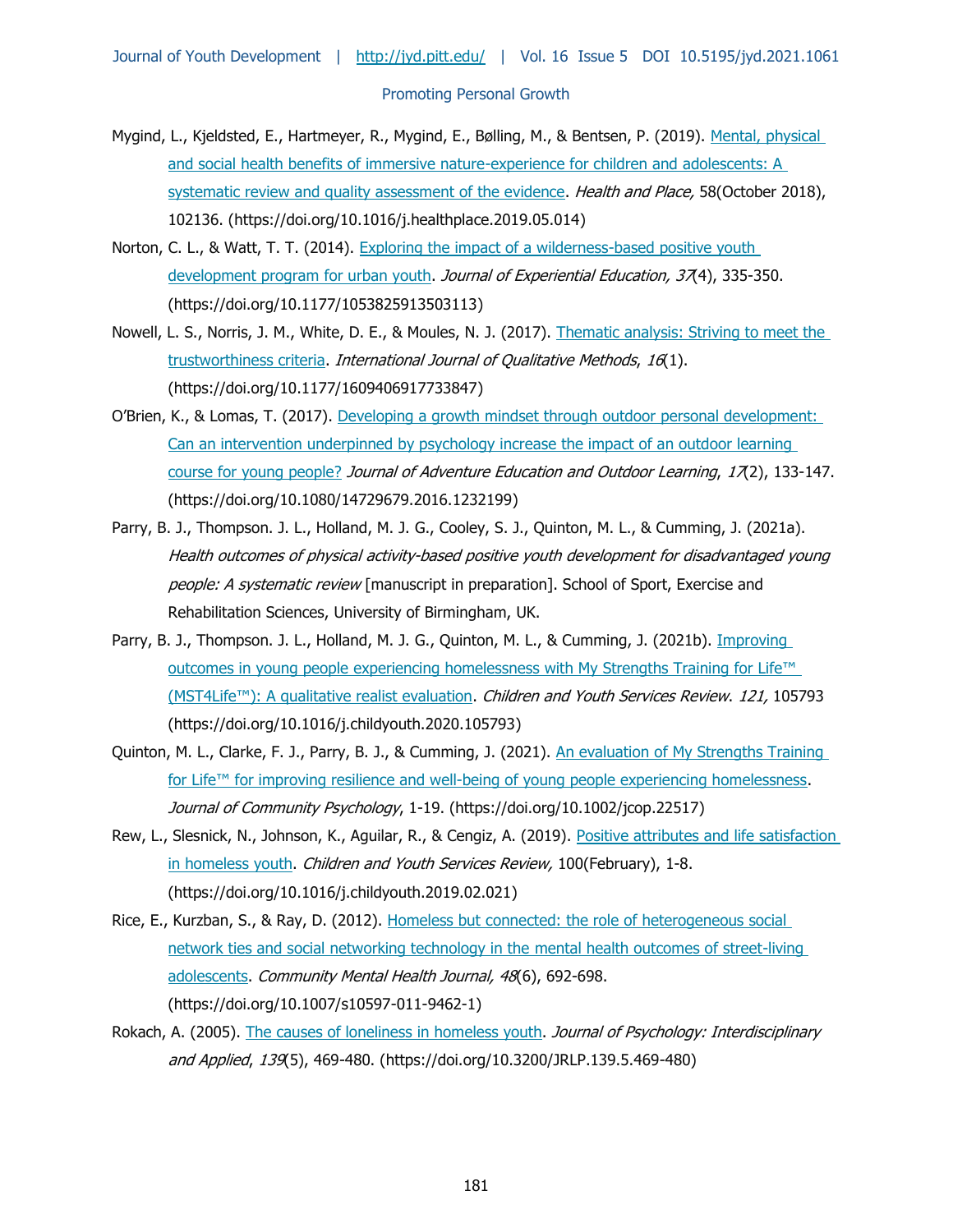Mygind, L., Kjeldsted, E., Hartmeyer, R., Mygind, E., Bølling, M., & Bentsen, P. (2019). Mental, physical and social health benefits of immersive nature-experience for children and adolescents: A systematic review and quality assessment of the evidence. *Health and Place,* 58(October 2018), 102136. (https://doi.org/10.1016/j.healthplace.2019.05.014)

Norton, C. L., & Watt, T. T. (2014). Exploring the impact of a wilderness-based positive youth development program for urban youth. *Journal of Experiential Education, 37*(4), 335-350. (https://doi.org/10.1177/1053825913503113)

Nowell, L. S., Norris, J. M., White, D. E., & Moules, N. J. (2017). Thematic analysis: Striving to meet the trustworthiness criteria. *International Journal of Qualitative Methods*, *16*(1). (https://doi.org/10.1177/1609406917733847)

O'Brien, K., & Lomas, T. (2017). Developing a growth mindset through outdoor personal development: Can an intervention underpinned by psychology increase the impact of an outdoor learning course for young people? *Journal of Adventure Education and Outdoor Learning*, *17*(2), 133-147. (https://doi.org/10.1080/14729679.2016.1232199)

Parry, B. J., Thompson. J. L., Holland, M. J. G., Cooley, S. J., Quinton, M. L., & Cumming, J. (2021a). *Health outcomes of physical activity-based positive youth development for disadvantaged young people: A systematic review* [manuscript in preparation]. School of Sport, Exercise and Rehabilitation Sciences, University of Birmingham, UK.

Parry, B. J., Thompson. J. L., Holland, M. J. G., Quinton, M. L., & Cumming, J. (2021b). Improving outcomes in young people experiencing homelessness with My Strengths Training for Life™ (MST4Life™): A qualitative realist evaluation. *Children and Youth Services Review*. *121,* 105793 (https://doi.org/10.1016/j.childyouth.2020.105793)

Quinton, M. L., Clarke, F. J., Parry, B. J., & Cumming, J. (2021). An evaluation of My Strengths Training for Life™ for improving resilience and well-being of young people experiencing homelessness. *Journal of Community Psychology*, 1-19. (https://doi.org/10.1002/jcop.22517)

Rew, L., Slesnick, N., Johnson, K., Aguilar, R., & Cengiz, A. (2019). Positive attributes and life satisfaction in homeless youth. *Children and Youth Services Review,* 100(February), 1-8. (https://doi.org/10.1016/j.childyouth.2019.02.021)

Rice, E., Kurzban, S., & Ray, D. (2012). Homeless but connected: the role of heterogeneous social network ties and social networking technology in the mental health outcomes of street-living adolescents. *Community Mental Health Journal, 48*(6), 692-698. (https://doi.org/10.1007/s10597-011-9462-1)

Rokach, A. (2005). The causes of loneliness in homeless youth. *Journal of Psychology: Interdisciplinary and Applied*, *139*(5), 469-480. (https://doi.org/10.3200/JRLP.139.5.469-480)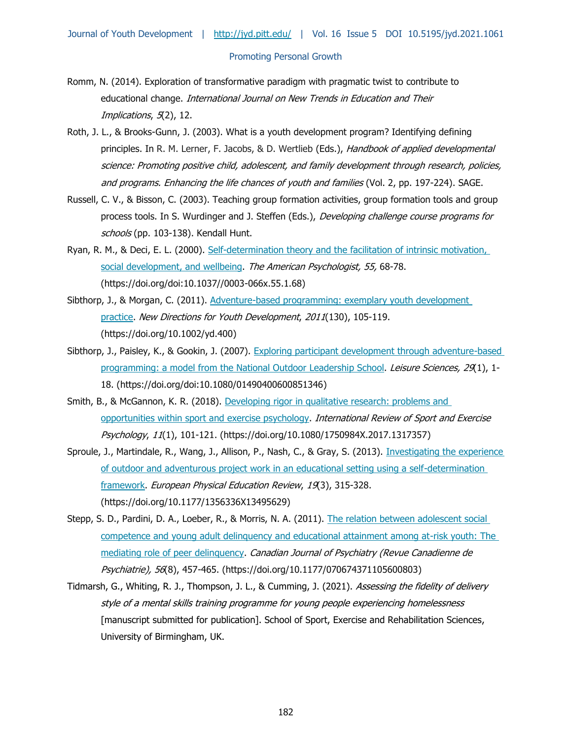Romm, N. (2014). Exploration of transformative paradigm with pragmatic twist to contribute to educational change. *International Journal on New Trends in Education and Their Implications*, *5*(2), 12.

Roth, J. L., & Brooks-Gunn, J. (2003). What is a youth development program? Identifying defining principles. In R. M. Lerner, F. Jacobs, & D. Wertlieb (Eds.), *Handbook of applied developmental science: Promoting positive child, adolescent, and family development through research, policies, and programs. Enhancing the life chances of youth and families* (Vol. 2, pp. 197-224). SAGE.

Russell, C. V., & Bisson, C. (2003). Teaching group formation activities, group formation tools and group process tools. In S. Wurdinger and J. Steffen (Eds.), *Developing challenge course programs for schools* (pp. 103-138). Kendall Hunt.

Ryan, R. M., & Deci, E. L. (2000). Self-determination theory and the facilitation of intrinsic motivation, social development, and wellbeing. *The American Psychologist, 55,* 68-78. (https://doi.org/doi:10.1037//0003-066x.55.1.68)

Sibthorp, J., & Morgan, C. (2011). Adventure-based programming: exemplary youth development practice. *New Directions for Youth Development*, *2011*(130), 105-119. (https://doi.org/10.1002/yd.400)

Sibthorp, J., Paisley, K., & Gookin, J. (2007). Exploring participant development through adventure-based programming: a model from the National Outdoor Leadership School. *Leisure Sciences, 29*(1), 1-18. (https://doi.org/doi:10.1080/01490400600851346)

Smith, B., & McGannon, K. R. (2018). Developing rigor in qualitative research: problems and opportunities within sport and exercise psychology. *International Review of Sport and Exercise Psychology*, *11*(1), 101-121. (https://doi.org/10.1080/1750984X.2017.1317357)

Sproule, J., Martindale, R., Wang, J., Allison, P., Nash, C., & Gray, S. (2013). Investigating the experience of outdoor and adventurous project work in an educational setting using a self-determination framework. *European Physical Education Review*, *19*(3), 315-328. (https://doi.org/10.1177/1356336X13495629)

Stepp, S. D., Pardini, D. A., Loeber, R., & Morris, N. A. (2011). The relation between adolescent social competence and young adult delinquency and educational attainment among at-risk youth: The mediating role of peer delinquency. *Canadian Journal of Psychiatry (Revue Canadienne de Psychiatrie), 56*(8), 457-465. (https://doi.org/10.1177/070674371105600803)

Tidmarsh, G., Whiting, R. J., Thompson, J. L., & Cumming, J. (2021). *Assessing the fidelity of delivery style of a mental skills training programme for young people experiencing homelessness* [manuscript submitted for publication]. School of Sport, Exercise and Rehabilitation Sciences, University of Birmingham, UK.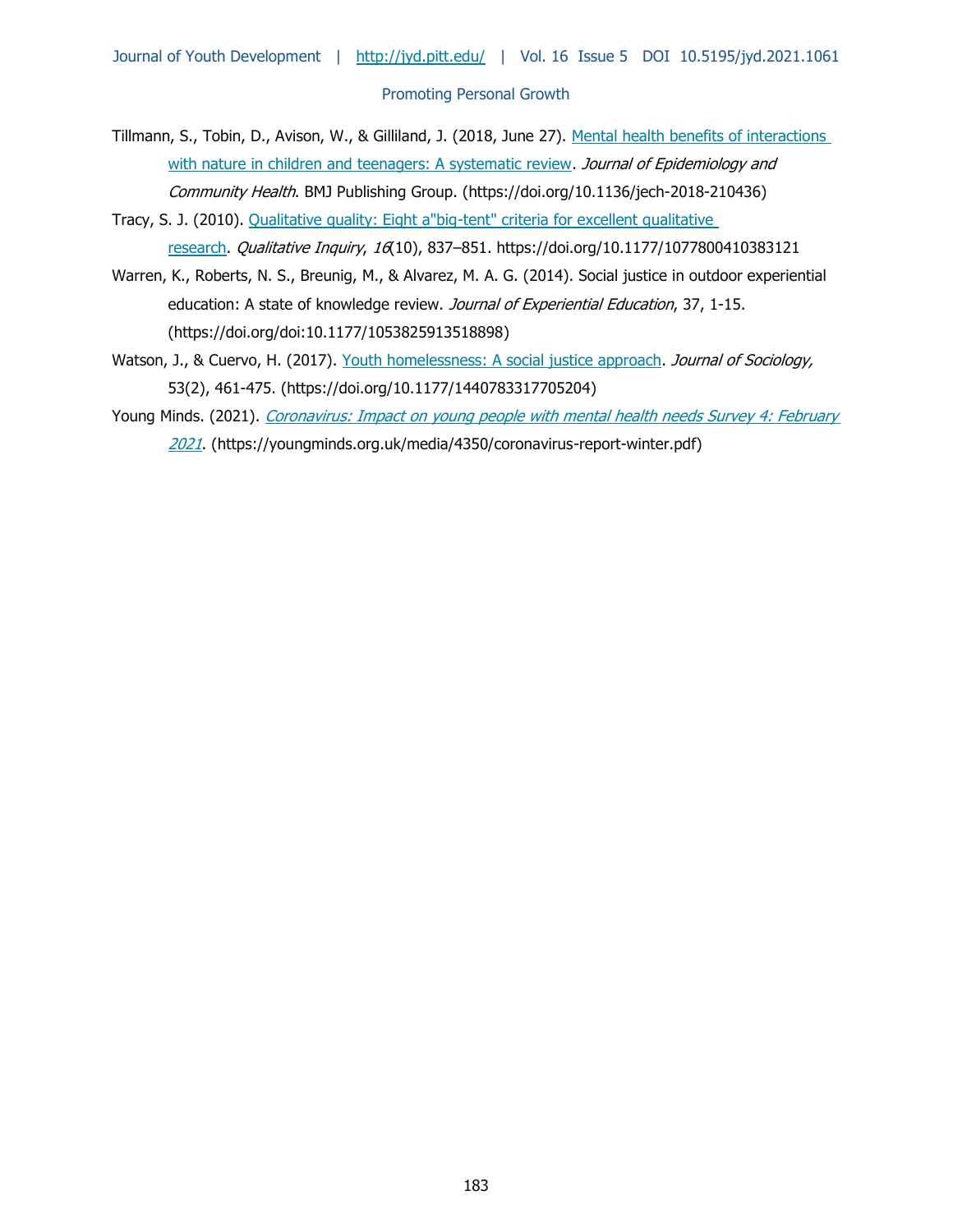Tillmann, S., Tobin, D., Avison, W., & Gilliland, J. (2018, June 27). Mental health benefits of interactions with nature in children and teenagers: A systematic review. *Journal of Epidemiology and Community Health*. BMJ Publishing Group. (https://doi.org/10.1136/jech-2018-210436)

Tracy, S. J. (2010). Qualitative quality: Eight a"big-tent" criteria for excellent qualitative research. *Qualitative Inquiry*, *16*(10), 837–851. https://doi.org/10.1177/1077800410383121

Warren, K., Roberts, N. S., Breunig, M., & Alvarez, M. A. G. (2014). Social justice in outdoor experiential education: A state of knowledge review. *Journal of Experiential Education*, 37, 1-15. (https://doi.org/doi:10.1177/1053825913518898)

Watson, J., & Cuervo, H. (2017). Youth homelessness: A social justice approach. *Journal of Sociology,* 53(2), 461-475. (https://doi.org/10.1177/1440783317705204)

Young Minds. (2021). *Coronavirus: Impact on young people with mental health needs Survey 4: February 2021*. (https://youngminds.org.uk/media/4350/coronavirus-report-winter.pdf)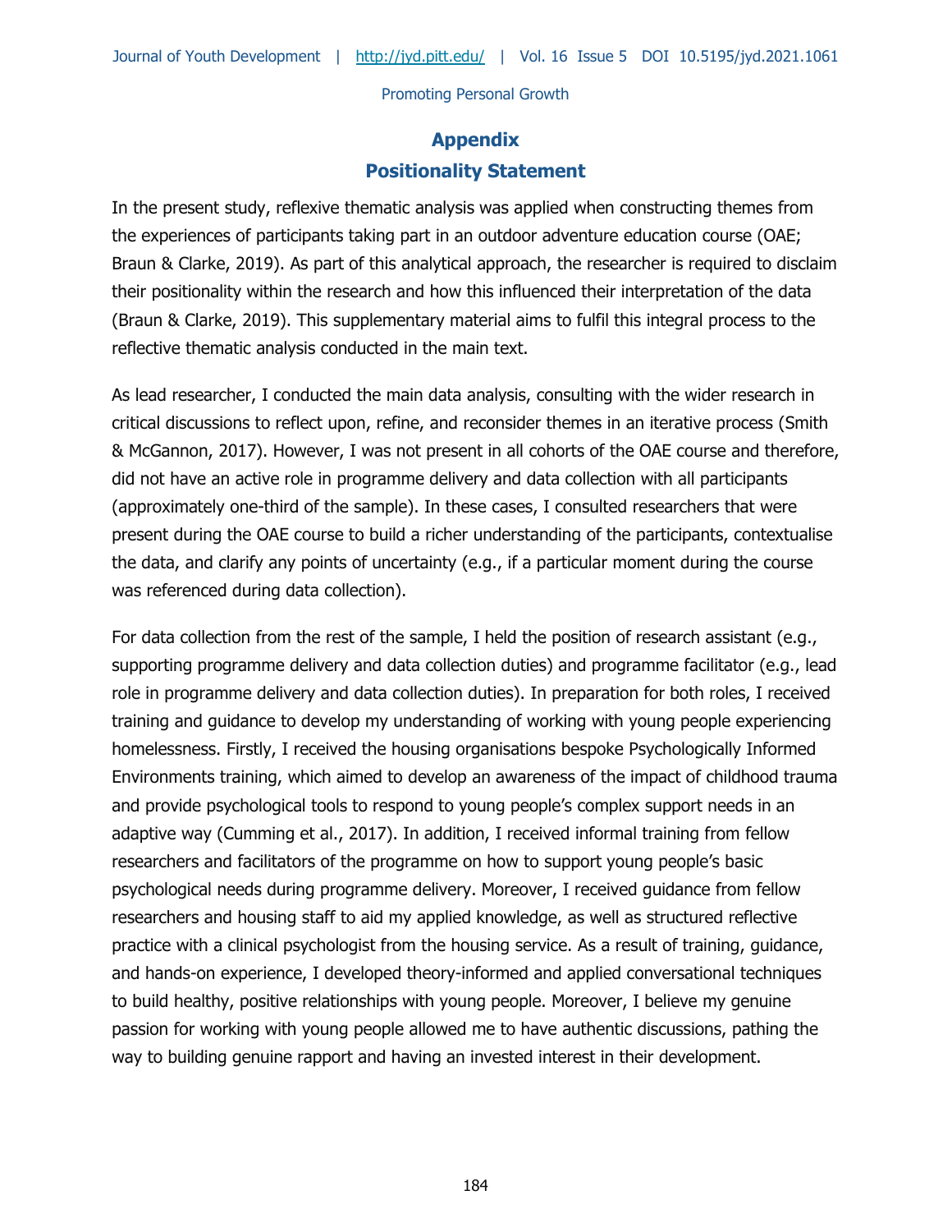## Appendix

## Positionality Statement

In the present study, reflexive thematic analysis was applied when constructing themes from the experiences of participants taking part in an outdoor adventure education course (OAE; Braun & Clarke, 2019). As part of this analytical approach, the researcher is required to disclaim their positionality within the research and how this influenced their interpretation of the data (Braun & Clarke, 2019). This supplementary material aims to fulfil this integral process to the reflective thematic analysis conducted in the main text.

As lead researcher, I conducted the main data analysis, consulting with the wider research in critical discussions to reflect upon, refine, and reconsider themes in an iterative process (Smith & McGannon, 2017). However, I was not present in all cohorts of the OAE course and therefore, did not have an active role in programme delivery and data collection with all participants (approximately one-third of the sample). In these cases, I consulted researchers that were present during the OAE course to build a richer understanding of the participants, contextualise the data, and clarify any points of uncertainty (e.g., if a particular moment during the course was referenced during data collection).

For data collection from the rest of the sample, I held the position of research assistant (e.g., supporting programme delivery and data collection duties) and programme facilitator (e.g., lead role in programme delivery and data collection duties). In preparation for both roles, I received training and guidance to develop my understanding of working with young people experiencing homelessness. Firstly, I received the housing organisations bespoke Psychologically Informed Environments training, which aimed to develop an awareness of the impact of childhood trauma and provide psychological tools to respond to young people's complex support needs in an adaptive way (Cumming et al., 2017). In addition, I received informal training from fellow researchers and facilitators of the programme on how to support young people's basic psychological needs during programme delivery. Moreover, I received guidance from fellow researchers and housing staff to aid my applied knowledge, as well as structured reflective practice with a clinical psychologist from the housing service. As a result of training, guidance, and hands-on experience, I developed theory-informed and applied conversational techniques to build healthy, positive relationships with young people. Moreover, I believe my genuine passion for working with young people allowed me to have authentic discussions, pathing the way to building genuine rapport and having an invested interest in their development.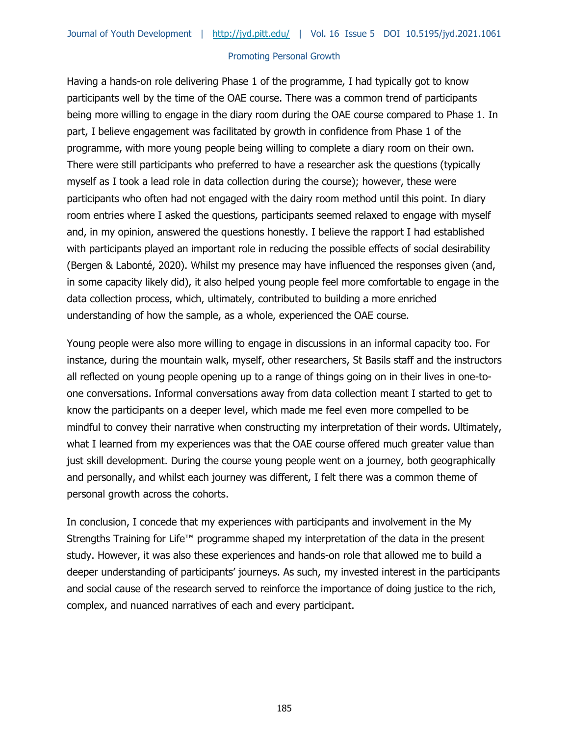Having a hands-on role delivering Phase 1 of the programme, I had typically got to know participants well by the time of the OAE course. There was a common trend of participants being more willing to engage in the diary room during the OAE course compared to Phase 1. In part, I believe engagement was facilitated by growth in confidence from Phase 1 of the programme, with more young people being willing to complete a diary room on their own. There were still participants who preferred to have a researcher ask the questions (typically myself as I took a lead role in data collection during the course); however, these were participants who often had not engaged with the dairy room method until this point. In diary room entries where I asked the questions, participants seemed relaxed to engage with myself and, in my opinion, answered the questions honestly. I believe the rapport I had established with participants played an important role in reducing the possible effects of social desirability (Bergen & Labonté, 2020). Whilst my presence may have influenced the responses given (and, in some capacity likely did), it also helped young people feel more comfortable to engage in the data collection process, which, ultimately, contributed to building a more enriched understanding of how the sample, as a whole, experienced the OAE course.

Young people were also more willing to engage in discussions in an informal capacity too. For instance, during the mountain walk, myself, other researchers, St Basils staff and the instructors all reflected on young people opening up to a range of things going on in their lives in one-to-one conversations. Informal conversations away from data collection meant I started to get to know the participants on a deeper level, which made me feel even more compelled to be mindful to convey their narrative when constructing my interpretation of their words. Ultimately, what I learned from my experiences was that the OAE course offered much greater value than just skill development. During the course young people went on a journey, both geographically and personally, and whilst each journey was different, I felt there was a common theme of personal growth across the cohorts.

In conclusion, I concede that my experiences with participants and involvement in the My Strengths Training for Life™ programme shaped my interpretation of the data in the present study. However, it was also these experiences and hands-on role that allowed me to build a deeper understanding of participants' journeys. As such, my invested interest in the participants and social cause of the research served to reinforce the importance of doing justice to the rich, complex, and nuanced narratives of each and every participant.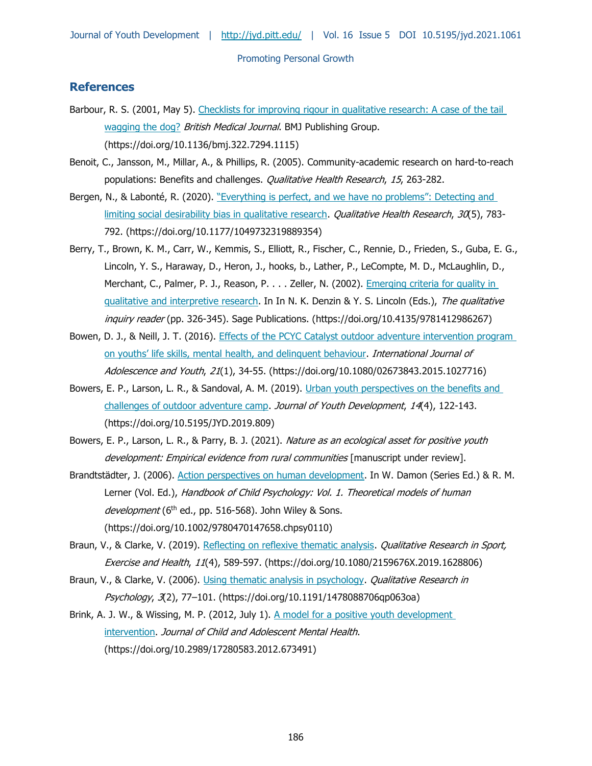## References

Barbour, R. S. (2001, May 5). [Checklists for improving rigour in qualitative research: A case of the tail wagging the dog?](https://doi.org/10.1136/bmj.322.7294.1115) *British Medical Journal*. BMJ Publishing Group. (https://doi.org/10.1136/bmj.322.7294.1115)

Benoit, C., Jansson, M., Millar, A., & Phillips, R. (2005). Community-academic research on hard-to-reach populations: Benefits and challenges. *Qualitative Health Research*, *15*, 263-282.

Bergen, N., & Labonté, R. (2020). ["Everything is perfect, and we have no problems": Detecting and limiting social desirability bias in qualitative research](https://doi.org/10.1177/1049732319889354). *Qualitative Health Research*, *30*(5), 783-792. (https://doi.org/10.1177/1049732319889354)

Berry, T., Brown, K. M., Carr, W., Kemmis, S., Elliott, R., Fischer, C., Rennie, D., Frieden, S., Guba, E. G., Lincoln, Y. S., Haraway, D., Heron, J., hooks, b., Lather, P., LeCompte, M. D., McLaughlin, D., Merchant, C., Palmer, P. J., Reason, P. . . . Zeller, N. (2002). [Emerging criteria for quality in qualitative and interpretive research](https://doi.org/10.4135/9781412986267). In In N. K. Denzin & Y. S. Lincoln (Eds.), *The qualitative inquiry reader* (pp. 326-345). Sage Publications. (https://doi.org/10.4135/9781412986267)

Bowen, D. J., & Neill, J. T. (2016). [Effects of the PCYC Catalyst outdoor adventure intervention program on youths' life skills, mental health, and delinquent behaviour](https://doi.org/10.1080/02673843.2015.1027716). *International Journal of Adolescence and Youth*, *21*(1), 34-55. (https://doi.org/10.1080/02673843.2015.1027716)

Bowers, E. P., Larson, L. R., & Sandoval, A. M. (2019). [Urban youth perspectives on the benefits and challenges of outdoor adventure camp](https://doi.org/10.5195/JYD.2019.809). *Journal of Youth Development*, *14*(4), 122-143. (https://doi.org/10.5195/JYD.2019.809)

Bowers, E. P., Larson, L. R., & Parry, B. J. (2021). *Nature as an ecological asset for positive youth development: Empirical evidence from rural communities* [manuscript under review].

Brandtstädter, J. (2006). [Action perspectives on human development](https://doi.org/10.1002/9780470147658.chpsy0110). In W. Damon (Series Ed.) & R. M. Lerner (Vol. Ed.), *Handbook of Child Psychology: Vol. 1. Theoretical models of human development* (6th ed., pp. 516-568). John Wiley & Sons. (https://doi.org/10.1002/9780470147658.chpsy0110)

Braun, V., & Clarke, V. (2019). [Reflecting on reflexive thematic analysis](https://doi.org/10.1080/2159676X.2019.1628806). *Qualitative Research in Sport, Exercise and Health*, *11*(4), 589-597. (https://doi.org/10.1080/2159676X.2019.1628806)

Braun, V., & Clarke, V. (2006). [Using thematic analysis in psychology](https://doi.org/10.1191/1478088706qp063oa). *Qualitative Research in Psychology*, *3*(2), 77–101. (https://doi.org/10.1191/1478088706qp063oa)

Brink, A. J. W., & Wissing, M. P. (2012, July 1). [A model for a positive youth development intervention](https://doi.org/10.2989/17280583.2012.673491). *Journal of Child and Adolescent Mental Health*. (https://doi.org/10.2989/17280583.2012.673491)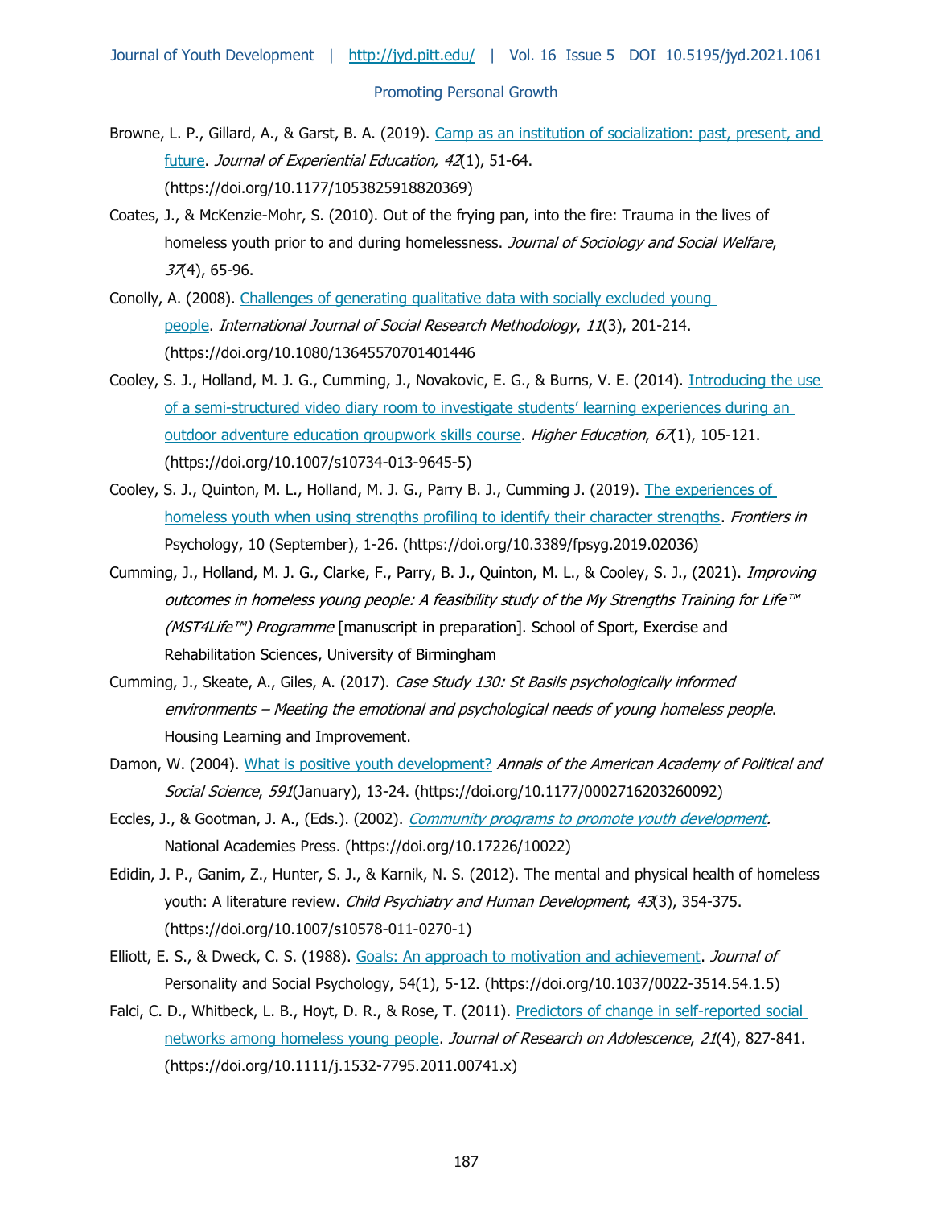Browne, L. P., Gillard, A., & Garst, B. A. (2019). Camp as an institution of socialization: past, present, and future. *Journal of Experiential Education, 42*(1), 51-64. (https://doi.org/10.1177/1053825918820369)

Coates, J., & McKenzie-Mohr, S. (2010). Out of the frying pan, into the fire: Trauma in the lives of homeless youth prior to and during homelessness. *Journal of Sociology and Social Welfare*, *37*(4), 65-96.

Conolly, A. (2008). Challenges of generating qualitative data with socially excluded young people. *International Journal of Social Research Methodology*, *11*(3), 201-214. (https://doi.org/10.1080/13645570701401446

Cooley, S. J., Holland, M. J. G., Cumming, J., Novakovic, E. G., & Burns, V. E. (2014). Introducing the use of a semi-structured video diary room to investigate students' learning experiences during an outdoor adventure education groupwork skills course. *Higher Education*, *67*(1), 105-121. (https://doi.org/10.1007/s10734-013-9645-5)

Cooley, S. J., Quinton, M. L., Holland, M. J. G., Parry B. J., Cumming J. (2019). The experiences of homeless youth when using strengths profiling to identify their character strengths. *Frontiers in* Psychology, 10 (September), 1-26. (https://doi.org/10.3389/fpsyg.2019.02036)

Cumming, J., Holland, M. J. G., Clarke, F., Parry, B. J., Quinton, M. L., & Cooley, S. J., (2021). *Improving outcomes in homeless young people: A feasibility study of the My Strengths Training for Life™ (MST4Life™) Programme* [manuscript in preparation]. School of Sport, Exercise and Rehabilitation Sciences, University of Birmingham

Cumming, J., Skeate, A., Giles, A. (2017). *Case Study 130: St Basils psychologically informed environments – Meeting the emotional and psychological needs of young homeless people*. Housing Learning and Improvement.

Damon, W. (2004). What is positive youth development? *Annals of the American Academy of Political and Social Science*, *591*(January), 13-24. (https://doi.org/10.1177/0002716203260092)

Eccles, J., & Gootman, J. A., (Eds.). (2002). *Community programs to promote youth development.* National Academies Press. (https://doi.org/10.17226/10022)

Edidin, J. P., Ganim, Z., Hunter, S. J., & Karnik, N. S. (2012). The mental and physical health of homeless youth: A literature review. *Child Psychiatry and Human Development*, *43*(3), 354-375. (https://doi.org/10.1007/s10578-011-0270-1)

Elliott, E. S., & Dweck, C. S. (1988). Goals: An approach to motivation and achievement. *Journal of* Personality and Social Psychology, 54(1), 5-12. (https://doi.org/10.1037/0022-3514.54.1.5)

Falci, C. D., Whitbeck, L. B., Hoyt, D. R., & Rose, T. (2011). Predictors of change in self-reported social networks among homeless young people. *Journal of Research on Adolescence*, *21*(4), 827-841. (https://doi.org/10.1111/j.1532-7795.2011.00741.x)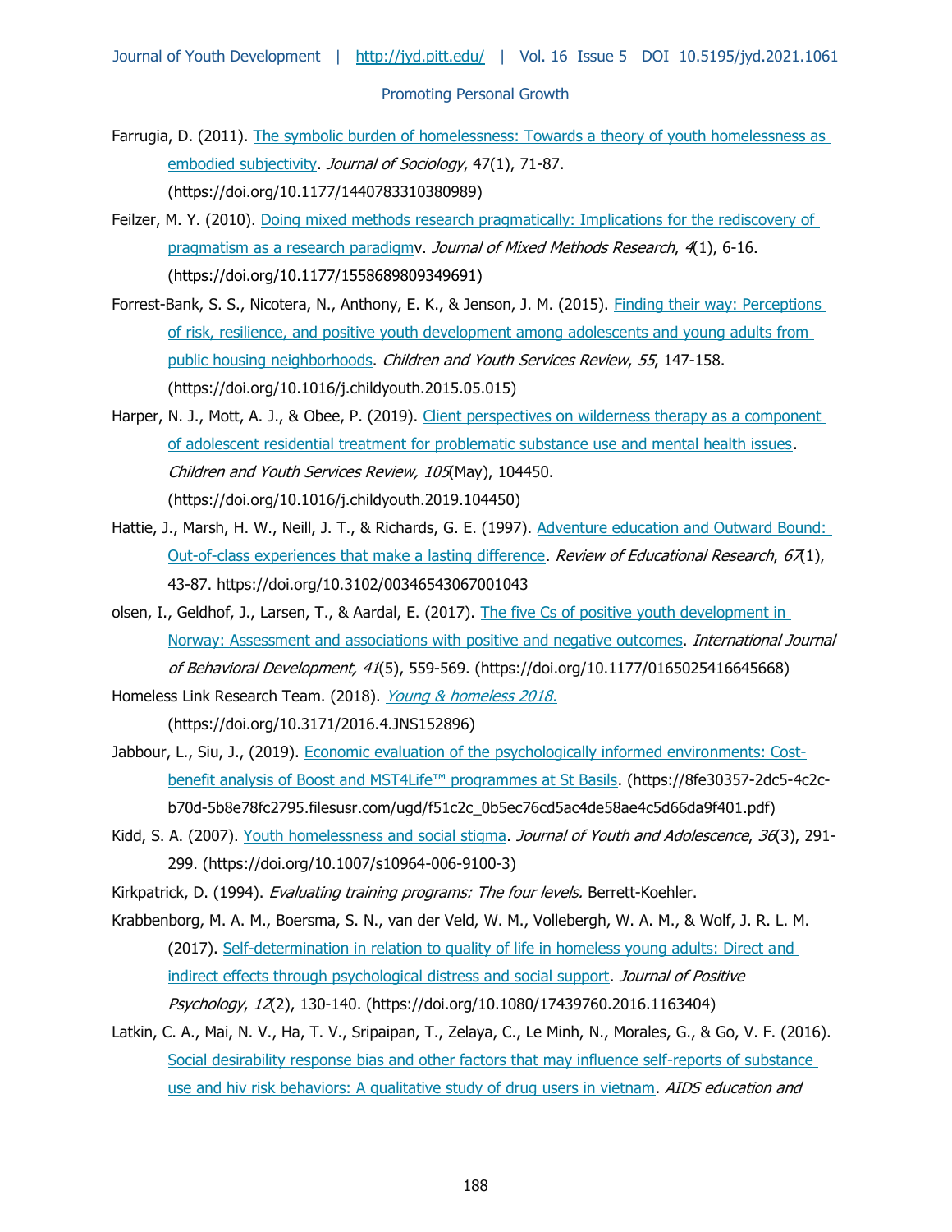Farrugia, D. (2011). [The symbolic burden of homelessness: Towards a theory of youth homelessness as embodied subjectivity](https://doi.org/10.1177/1440783310380989). *Journal of Sociology*, 47(1), 71-87. (https://doi.org/10.1177/1440783310380989)

Feilzer, M. Y. (2010). [Doing mixed methods research pragmatically: Implications for the rediscovery of pragmatism as a research paradigm](https://doi.org/10.1177/1558689809349691)v. *Journal of Mixed Methods Research*, *4*(1), 6-16. (https://doi.org/10.1177/1558689809349691)

Forrest-Bank, S. S., Nicotera, N., Anthony, E. K., & Jenson, J. M. (2015). [Finding their way: Perceptions of risk, resilience, and positive youth development among adolescents and young adults from public housing neighborhoods](https://doi.org/10.1016/j.childyouth.2015.05.015). *Children and Youth Services Review*, *55*, 147-158. (https://doi.org/10.1016/j.childyouth.2015.05.015)

Harper, N. J., Mott, A. J., & Obee, P. (2019). [Client perspectives on wilderness therapy as a component of adolescent residential treatment for problematic substance use and mental health issues](https://doi.org/10.1016/j.childyouth.2019.104450). *Children and Youth Services Review, 105*(May), 104450. (https://doi.org/10.1016/j.childyouth.2019.104450)

Hattie, J., Marsh, H. W., Neill, J. T., & Richards, G. E. (1997). [Adventure education and Outward Bound: Out-of-class experiences that make a lasting difference](https://doi.org/10.3102/00346543067001043). *Review of Educational Research*, *67*(1), 43-87. https://doi.org/10.3102/00346543067001043

olsen, I., Geldhof, J., Larsen, T., & Aardal, E. (2017). [The five Cs of positive youth development in Norway: Assessment and associations with positive and negative outcomes](https://doi.org/10.1177/0165025416645668). *International Journal of Behavioral Development, 41*(5), 559-569. (https://doi.org/10.1177/0165025416645668)

Homeless Link Research Team. (2018). [*Young & homeless 2018.*](https://doi.org/10.3171/2016.4.JNS152896) (https://doi.org/10.3171/2016.4.JNS152896)

Jabbour, L., Siu, J., (2019). [Economic evaluation of the psychologically informed environments: Cost-benefit analysis of Boost and MST4Life™ programmes at St Basils](https://8fe30357-2dc5-4c2c-b70d-5b8e78fc2795.filesusr.com/ugd/f51c2c_0b5ec76cd5ac4de58ae4c5d66da9f401.pdf). (https://8fe30357-2dc5-4c2c-b70d-5b8e78fc2795.filesusr.com/ugd/f51c2c_0b5ec76cd5ac4de58ae4c5d66da9f401.pdf)

Kidd, S. A. (2007). [Youth homelessness and social stigma](https://doi.org/10.1007/s10964-006-9100-3). *Journal of Youth and Adolescence*, *36*(3), 291-299. (https://doi.org/10.1007/s10964-006-9100-3)

Kirkpatrick, D. (1994). *Evaluating training programs: The four levels.* Berrett-Koehler.

Krabbenborg, M. A. M., Boersma, S. N., van der Veld, W. M., Vollebergh, W. A. M., & Wolf, J. R. L. M. (2017). [Self-determination in relation to quality of life in homeless young adults: Direct and indirect effects through psychological distress and social support](https://doi.org/10.1080/17439760.2016.1163404). *Journal of Positive Psychology*, *12*(2), 130-140. (https://doi.org/10.1080/17439760.2016.1163404)

Latkin, C. A., Mai, N. V., Ha, T. V., Sripaipan, T., Zelaya, C., Le Minh, N., Morales, G., & Go, V. F. (2016). Social desirability response bias and other factors that may influence self-reports of substance use and hiv risk behaviors: A qualitative study of drug users in vietnam. *AIDS education and*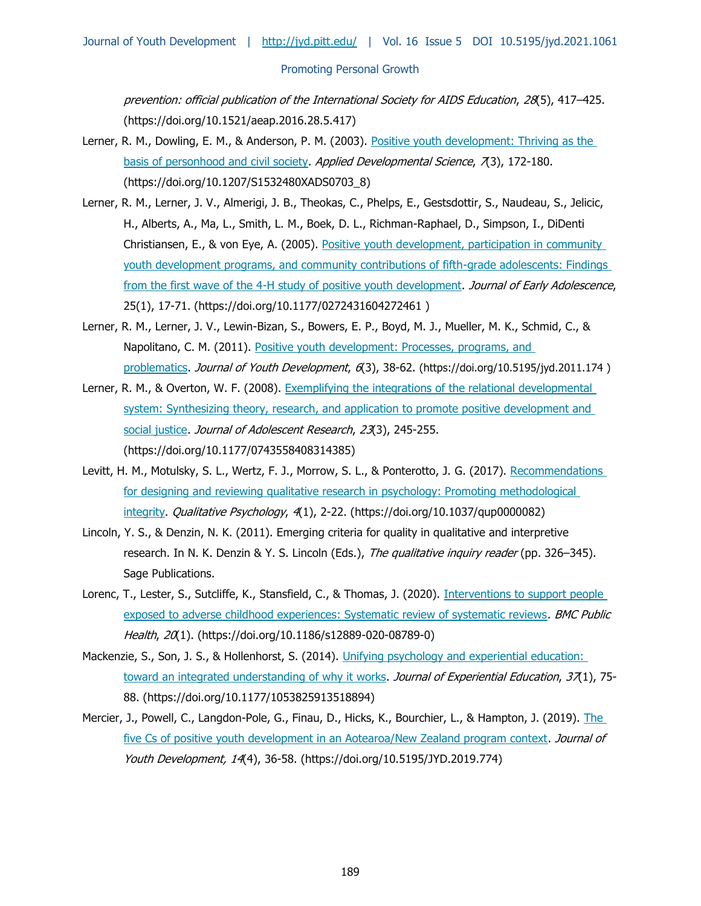*prevention: official publication of the International Society for AIDS Education*, *28*(5), 417–425. (https://doi.org/10.1521/aeap.2016.28.5.417)

Lerner, R. M., Dowling, E. M., & Anderson, P. M. (2003). Positive youth development: Thriving as the basis of personhood and civil society. *Applied Developmental Science*, *7*(3), 172-180. (https://doi.org/10.1207/S1532480XADS0703_8)

Lerner, R. M., Lerner, J. V., Almerigi, J. B., Theokas, C., Phelps, E., Gestsdottir, S., Naudeau, S., Jelicic, H., Alberts, A., Ma, L., Smith, L. M., Boek, D. L., Richman-Raphael, D., Simpson, I., DiDenti Christiansen, E., & von Eye, A. (2005). Positive youth development, participation in community youth development programs, and community contributions of fifth-grade adolescents: Findings from the first wave of the 4-H study of positive youth development. *Journal of Early Adolescence*, 25(1), 17-71. (https://doi.org/10.1177/0272431604272461 )

Lerner, R. M., Lerner, J. V., Lewin-Bizan, S., Bowers, E. P., Boyd, M. J., Mueller, M. K., Schmid, C., & Napolitano, C. M. (2011). Positive youth development: Processes, programs, and problematics. *Journal of Youth Development*, *6*(3), 38-62. (https://doi.org/10.5195/jyd.2011.174 )

Lerner, R. M., & Overton, W. F. (2008). Exemplifying the integrations of the relational developmental system: Synthesizing theory, research, and application to promote positive development and social justice. *Journal of Adolescent Research*, *23*(3), 245-255. (https://doi.org/10.1177/0743558408314385)

Levitt, H. M., Motulsky, S. L., Wertz, F. J., Morrow, S. L., & Ponterotto, J. G. (2017). Recommendations for designing and reviewing qualitative research in psychology: Promoting methodological integrity. *Qualitative Psychology*, *4*(1), 2-22. (https://doi.org/10.1037/qup0000082)

Lincoln, Y. S., & Denzin, N. K. (2011). Emerging criteria for quality in qualitative and interpretive research. In N. K. Denzin & Y. S. Lincoln (Eds.), *The qualitative inquiry reader* (pp. 326–345). Sage Publications.

Lorenc, T., Lester, S., Sutcliffe, K., Stansfield, C., & Thomas, J. (2020). Interventions to support people exposed to adverse childhood experiences: Systematic review of systematic reviews. *BMC Public Health*, *20*(1). (https://doi.org/10.1186/s12889-020-08789-0)

Mackenzie, S., Son, J. S., & Hollenhorst, S. (2014). Unifying psychology and experiential education: toward an integrated understanding of why it works. *Journal of Experiential Education*, *37*(1), 75-88. (https://doi.org/10.1177/1053825913518894)

Mercier, J., Powell, C., Langdon-Pole, G., Finau, D., Hicks, K., Bourchier, L., & Hampton, J. (2019). The five Cs of positive youth development in an Aotearoa/New Zealand program context. *Journal of Youth Development, 14*(4), 36-58. (https://doi.org/10.5195/JYD.2019.774)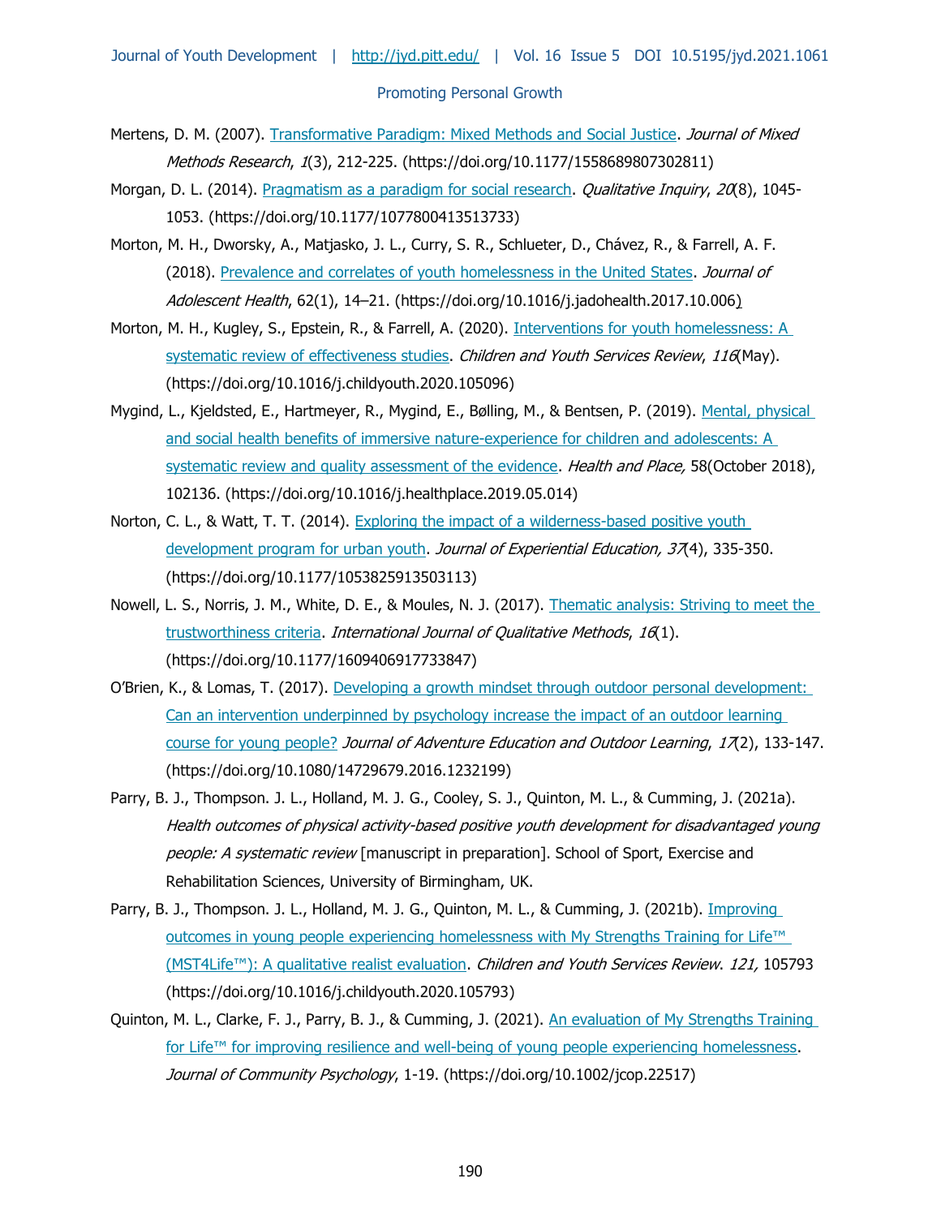Mertens, D. M. (2007). [Transformative Paradigm: Mixed Methods and Social Justice](https://doi.org/10.1177/1558689807302811). *Journal of Mixed Methods Research*, *1*(3), 212-225. (https://doi.org/10.1177/1558689807302811)

Morgan, D. L. (2014). [Pragmatism as a paradigm for social research](https://doi.org/10.1177/1077800413513733). *Qualitative Inquiry*, *20*(8), 1045-1053. (https://doi.org/10.1177/1077800413513733)

Morton, M. H., Dworsky, A., Matjasko, J. L., Curry, S. R., Schlueter, D., Chávez, R., & Farrell, A. F. (2018). [Prevalence and correlates of youth homelessness in the United States](https://doi.org/10.1016/j.jadohealth.2017.10.006). *Journal of Adolescent Health*, 62(1), 14–21. (https://doi.org/10.1016/j.jadohealth.2017.10.006)

Morton, M. H., Kugley, S., Epstein, R., & Farrell, A. (2020). [Interventions for youth homelessness: A systematic review of effectiveness studies](https://doi.org/10.1016/j.childyouth.2020.105096). *Children and Youth Services Review*, *116*(May). (https://doi.org/10.1016/j.childyouth.2020.105096)

Mygind, L., Kjeldsted, E., Hartmeyer, R., Mygind, E., Bølling, M., & Bentsen, P. (2019). [Mental, physical and social health benefits of immersive nature-experience for children and adolescents: A systematic review and quality assessment of the evidence](https://doi.org/10.1016/j.healthplace.2019.05.014). *Health and Place,* 58(October 2018), 102136. (https://doi.org/10.1016/j.healthplace.2019.05.014)

Norton, C. L., & Watt, T. T. (2014). [Exploring the impact of a wilderness-based positive youth development program for urban youth](https://doi.org/10.1177/1053825913503113). *Journal of Experiential Education, 37*(4), 335-350. (https://doi.org/10.1177/1053825913503113)

Nowell, L. S., Norris, J. M., White, D. E., & Moules, N. J. (2017). [Thematic analysis: Striving to meet the trustworthiness criteria](https://doi.org/10.1177/1609406917733847). *International Journal of Qualitative Methods*, *16*(1). (https://doi.org/10.1177/1609406917733847)

O'Brien, K., & Lomas, T. (2017). [Developing a growth mindset through outdoor personal development: Can an intervention underpinned by psychology increase the impact of an outdoor learning course for young people?](https://doi.org/10.1080/14729679.2016.1232199) *Journal of Adventure Education and Outdoor Learning*, *17*(2), 133-147. (https://doi.org/10.1080/14729679.2016.1232199)

Parry, B. J., Thompson. J. L., Holland, M. J. G., Cooley, S. J., Quinton, M. L., & Cumming, J. (2021a). *Health outcomes of physical activity-based positive youth development for disadvantaged young people: A systematic review* [manuscript in preparation]. School of Sport, Exercise and Rehabilitation Sciences, University of Birmingham, UK.

Parry, B. J., Thompson. J. L., Holland, M. J. G., Quinton, M. L., & Cumming, J. (2021b). [Improving outcomes in young people experiencing homelessness with My Strengths Training for Life™ (MST4Life™): A qualitative realist evaluation](https://doi.org/10.1016/j.childyouth.2020.105793). *Children and Youth Services Review*. *121,* 105793 (https://doi.org/10.1016/j.childyouth.2020.105793)

Quinton, M. L., Clarke, F. J., Parry, B. J., & Cumming, J. (2021). [An evaluation of My Strengths Training for Life™ for improving resilience and well-being of young people experiencing homelessness](https://doi.org/10.1002/jcop.22517). *Journal of Community Psychology*, 1-19. (https://doi.org/10.1002/jcop.22517)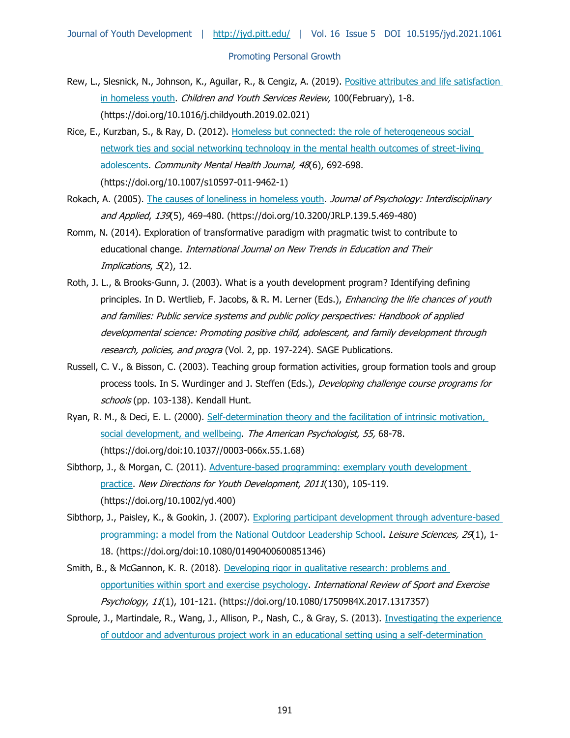Rew, L., Slesnick, N., Johnson, K., Aguilar, R., & Cengiz, A. (2019). Positive attributes and life satisfaction in homeless youth. *Children and Youth Services Review,* 100(February), 1-8. (https://doi.org/10.1016/j.childyouth.2019.02.021)

Rice, E., Kurzban, S., & Ray, D. (2012). Homeless but connected: the role of heterogeneous social network ties and social networking technology in the mental health outcomes of street-living adolescents. *Community Mental Health Journal, 48*(6), 692-698. (https://doi.org/10.1007/s10597-011-9462-1)

Rokach, A. (2005). The causes of loneliness in homeless youth. *Journal of Psychology: Interdisciplinary and Applied*, *139*(5), 469-480. (https://doi.org/10.3200/JRLP.139.5.469-480)

Romm, N. (2014). Exploration of transformative paradigm with pragmatic twist to contribute to educational change. *International Journal on New Trends in Education and Their Implications*, *5*(2), 12.

Roth, J. L., & Brooks-Gunn, J. (2003). What is a youth development program? Identifying defining principles. In D. Wertlieb, F. Jacobs, & R. M. Lerner (Eds.), *Enhancing the life chances of youth and families: Public service systems and public policy perspectives: Handbook of applied developmental science: Promoting positive child, adolescent, and family development through research, policies, and progra* (Vol. 2, pp. 197-224). SAGE Publications.

Russell, C. V., & Bisson, C. (2003). Teaching group formation activities, group formation tools and group process tools. In S. Wurdinger and J. Steffen (Eds.), *Developing challenge course programs for schools* (pp. 103-138). Kendall Hunt.

Ryan, R. M., & Deci, E. L. (2000). Self-determination theory and the facilitation of intrinsic motivation, social development, and wellbeing. *The American Psychologist, 55,* 68-78. (https://doi.org/doi:10.1037//0003-066x.55.1.68)

Sibthorp, J., & Morgan, C. (2011). Adventure-based programming: exemplary youth development practice. *New Directions for Youth Development*, *2011*(130), 105-119. (https://doi.org/10.1002/yd.400)

Sibthorp, J., Paisley, K., & Gookin, J. (2007). Exploring participant development through adventure-based programming: a model from the National Outdoor Leadership School. *Leisure Sciences, 29*(1), 1-18. (https://doi.org/doi:10.1080/01490400600851346)

Smith, B., & McGannon, K. R. (2018). Developing rigor in qualitative research: problems and opportunities within sport and exercise psychology. *International Review of Sport and Exercise Psychology*, *11*(1), 101-121. (https://doi.org/10.1080/1750984X.2017.1317357)

Sproule, J., Martindale, R., Wang, J., Allison, P., Nash, C., & Gray, S. (2013). Investigating the experience of outdoor and adventurous project work in an educational setting using a self-determination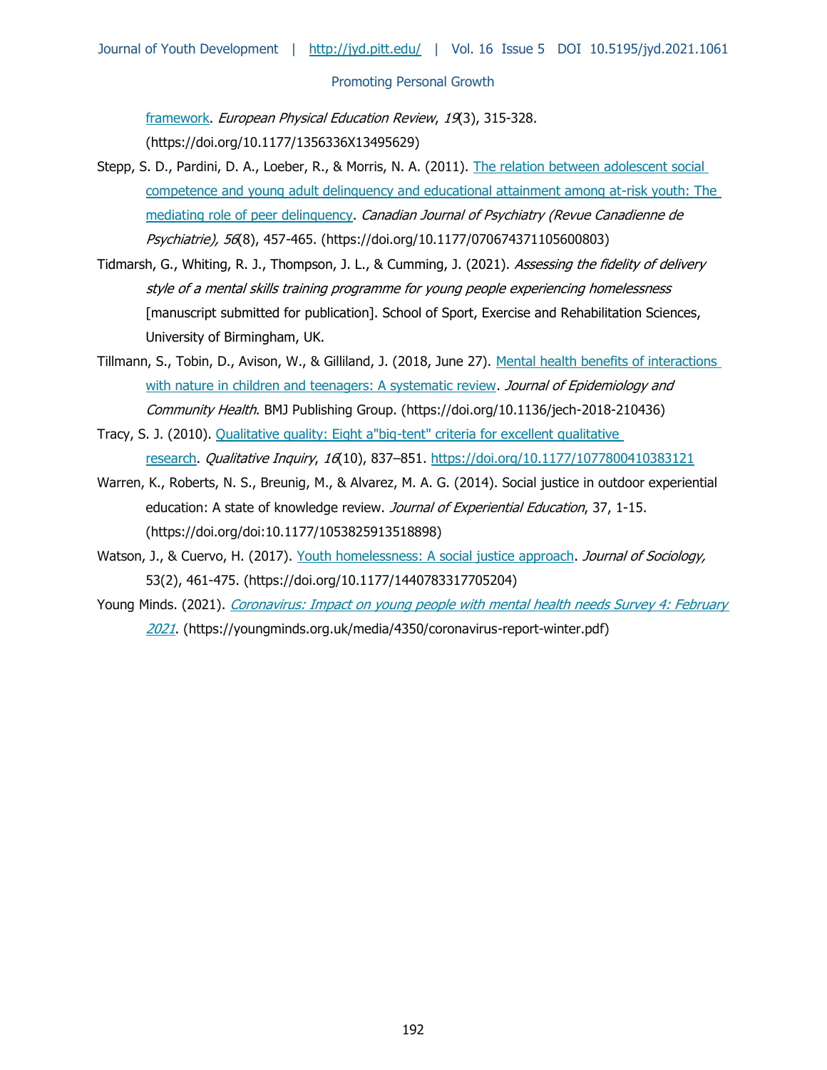framework. *European Physical Education Review*, *19*(3), 315-328. (https://doi.org/10.1177/1356336X13495629)

Stepp, S. D., Pardini, D. A., Loeber, R., & Morris, N. A. (2011). The relation between adolescent social competence and young adult delinquency and educational attainment among at-risk youth: The mediating role of peer delinquency. *Canadian Journal of Psychiatry (Revue Canadienne de Psychiatrie), 56*(8), 457-465. (https://doi.org/10.1177/070674371105600803)

Tidmarsh, G., Whiting, R. J., Thompson, J. L., & Cumming, J. (2021). *Assessing the fidelity of delivery style of a mental skills training programme for young people experiencing homelessness* [manuscript submitted for publication]. School of Sport, Exercise and Rehabilitation Sciences, University of Birmingham, UK.

Tillmann, S., Tobin, D., Avison, W., & Gilliland, J. (2018, June 27). Mental health benefits of interactions with nature in children and teenagers: A systematic review. *Journal of Epidemiology and Community Health*. BMJ Publishing Group. (https://doi.org/10.1136/jech-2018-210436)

Tracy, S. J. (2010). Qualitative quality: Eight a"big-tent" criteria for excellent qualitative research. *Qualitative Inquiry*, *16*(10), 837–851. https://doi.org/10.1177/1077800410383121

Warren, K., Roberts, N. S., Breunig, M., & Alvarez, M. A. G. (2014). Social justice in outdoor experiential education: A state of knowledge review. *Journal of Experiential Education*, 37, 1-15. (https://doi.org/doi:10.1177/1053825913518898)

Watson, J., & Cuervo, H. (2017). Youth homelessness: A social justice approach. *Journal of Sociology,* 53(2), 461-475. (https://doi.org/10.1177/1440783317705204)

Young Minds. (2021). *Coronavirus: Impact on young people with mental health needs Survey 4: February 2021*. (https://youngminds.org.uk/media/4350/coronavirus-report-winter.pdf)